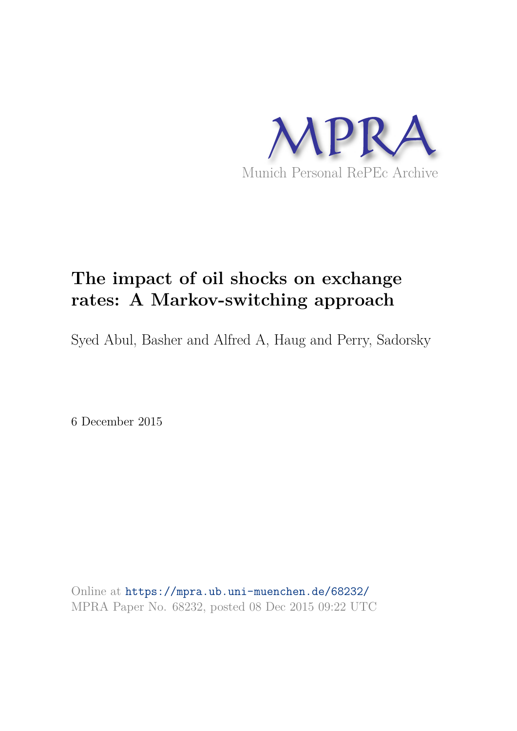MPRA

Munich Personal RePEc Archive

# The impact of oil shocks on exchange rates: A Markov-switching approach

Syed Abul, Basher and Alfred A, Haug and Perry, Sadorsky

6 December 2015

Online at https://mpra.ub.uni-muenchen.de/68232/
MPRA Paper No. 68232, posted 08 Dec 2015 09:22 UTC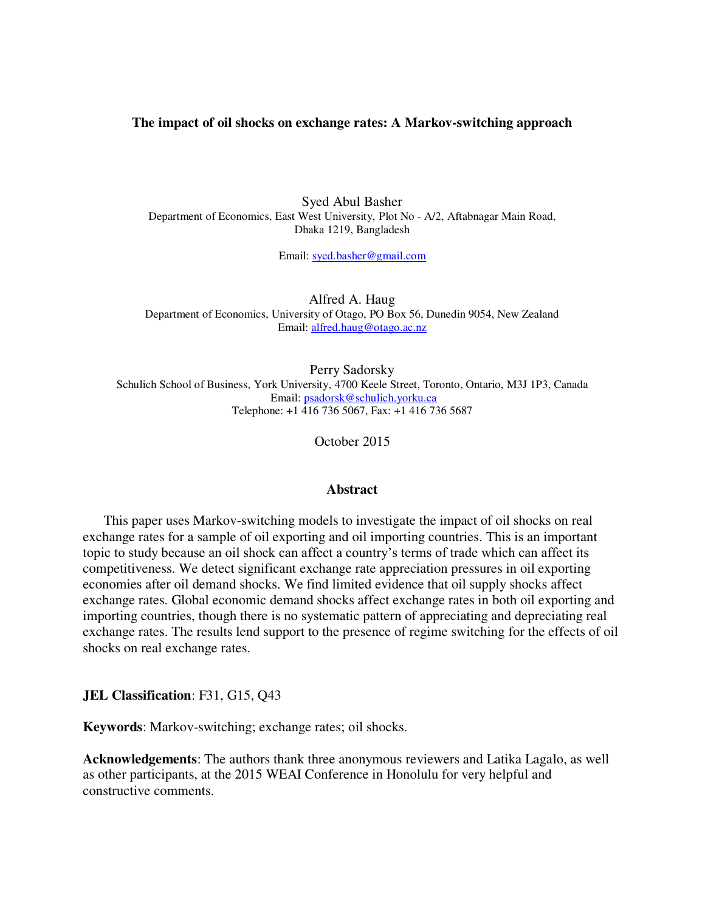# The impact of oil shocks on exchange rates: A Markov-switching approach

Syed Abul Basher
Department of Economics, East West University, Plot No - A/2, Aftabnagar Main Road, Dhaka 1219, Bangladesh

Email: syed.basher@gmail.com

Alfred A. Haug
Department of Economics, University of Otago, PO Box 56, Dunedin 9054, New Zealand
Email: alfred.haug@otago.ac.nz

Perry Sadorsky
Schulich School of Business, York University, 4700 Keele Street, Toronto, Ontario, M3J 1P3, Canada
Email: psadorsk@schulich.yorku.ca
Telephone: +1 416 736 5067, Fax: +1 416 736 5687

October 2015

## Abstract

This paper uses Markov-switching models to investigate the impact of oil shocks on real exchange rates for a sample of oil exporting and oil importing countries. This is an important topic to study because an oil shock can affect a country's terms of trade which can affect its competitiveness. We detect significant exchange rate appreciation pressures in oil exporting economies after oil demand shocks. We find limited evidence that oil supply shocks affect exchange rates. Global economic demand shocks affect exchange rates in both oil exporting and importing countries, though there is no systematic pattern of appreciating and depreciating real exchange rates. The results lend support to the presence of regime switching for the effects of oil shocks on real exchange rates.

**JEL Classification**: F31, G15, Q43

**Keywords**: Markov-switching; exchange rates; oil shocks.

**Acknowledgements**: The authors thank three anonymous reviewers and Latika Lagalo, as well as other participants, at the 2015 WEAI Conference in Honolulu for very helpful and constructive comments.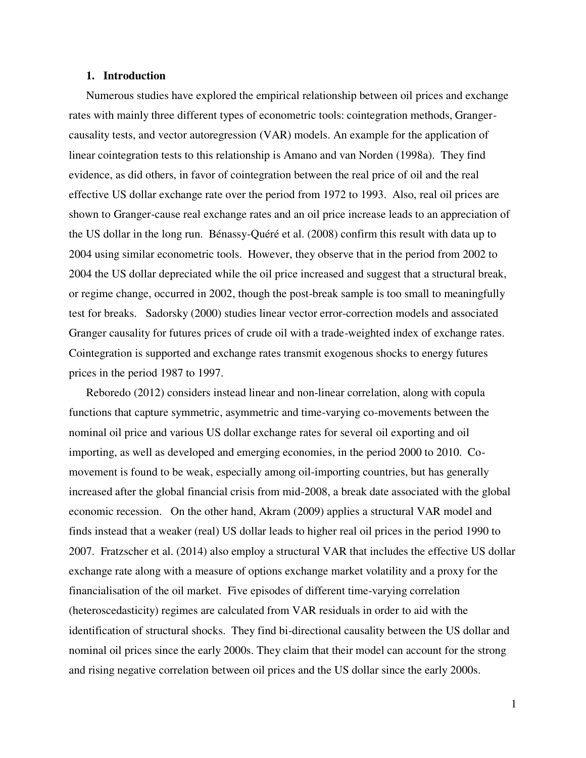## 1. Introduction

Numerous studies have explored the empirical relationship between oil prices and exchange rates with mainly three different types of econometric tools: cointegration methods, Granger-causality tests, and vector autoregression (VAR) models. An example for the application of linear cointegration tests to this relationship is Amano and van Norden (1998a). They find evidence, as did others, in favor of cointegration between the real price of oil and the real effective US dollar exchange rate over the period from 1972 to 1993. Also, real oil prices are shown to Granger-cause real exchange rates and an oil price increase leads to an appreciation of the US dollar in the long run. Bénassy-Quéré et al. (2008) confirm this result with data up to 2004 using similar econometric tools. However, they observe that in the period from 2002 to 2004 the US dollar depreciated while the oil price increased and suggest that a structural break, or regime change, occurred in 2002, though the post-break sample is too small to meaningfully test for breaks. Sadorsky (2000) studies linear vector error-correction models and associated Granger causality for futures prices of crude oil with a trade-weighted index of exchange rates. Cointegration is supported and exchange rates transmit exogenous shocks to energy futures prices in the period 1987 to 1997.

Reboredo (2012) considers instead linear and non-linear correlation, along with copula functions that capture symmetric, asymmetric and time-varying co-movements between the nominal oil price and various US dollar exchange rates for several oil exporting and oil importing, as well as developed and emerging economies, in the period 2000 to 2010. Co-movement is found to be weak, especially among oil-importing countries, but has generally increased after the global financial crisis from mid-2008, a break date associated with the global economic recession. On the other hand, Akram (2009) applies a structural VAR model and finds instead that a weaker (real) US dollar leads to higher real oil prices in the period 1990 to 2007. Fratzscher et al. (2014) also employ a structural VAR that includes the effective US dollar exchange rate along with a measure of options exchange market volatility and a proxy for the financialisation of the oil market. Five episodes of different time-varying correlation (heteroscedasticity) regimes are calculated from VAR residuals in order to aid with the identification of structural shocks. They find bi-directional causality between the US dollar and nominal oil prices since the early 2000s. They claim that their model can account for the strong and rising negative correlation between oil prices and the US dollar since the early 2000s.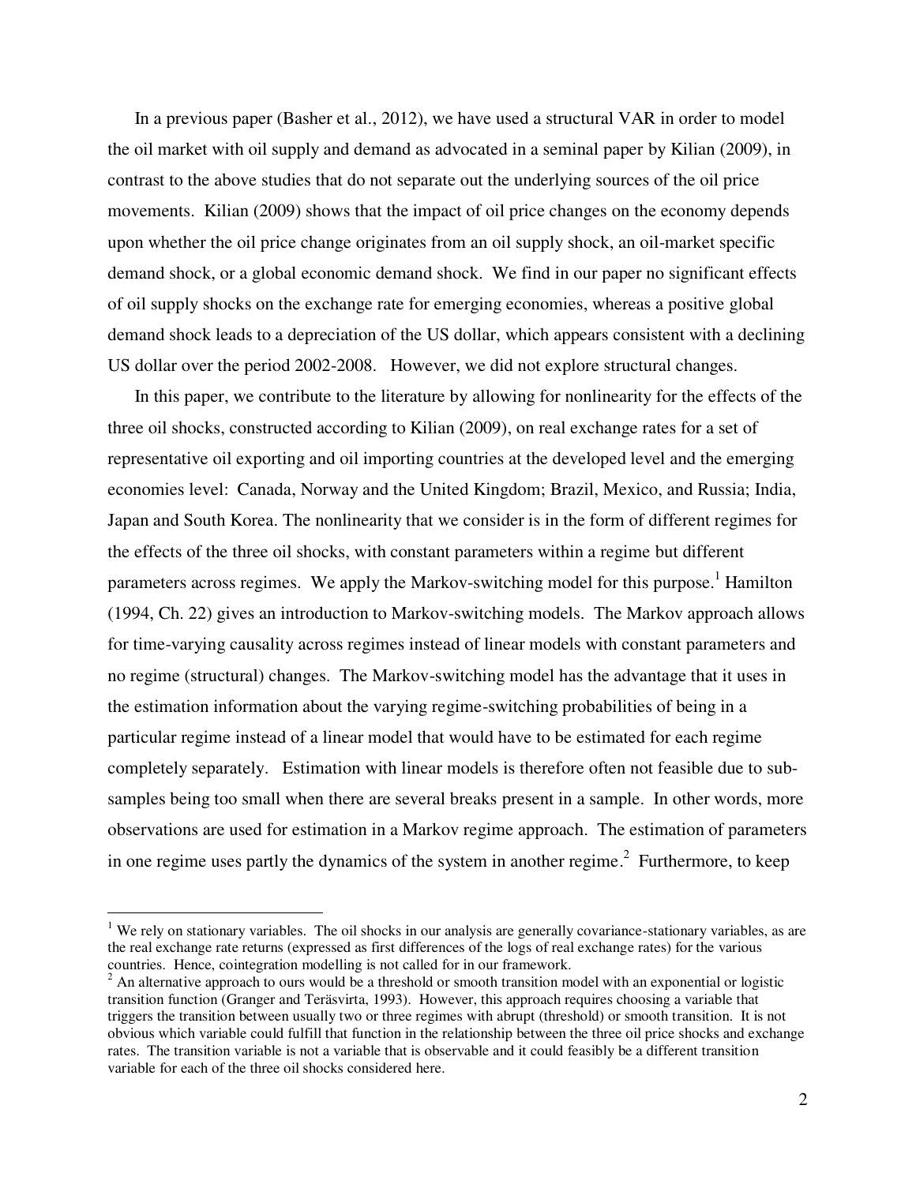In a previous paper (Basher et al., 2012), we have used a structural VAR in order to model the oil market with oil supply and demand as advocated in a seminal paper by Kilian (2009), in contrast to the above studies that do not separate out the underlying sources of the oil price movements. Kilian (2009) shows that the impact of oil price changes on the economy depends upon whether the oil price change originates from an oil supply shock, an oil-market specific demand shock, or a global economic demand shock. We find in our paper no significant effects of oil supply shocks on the exchange rate for emerging economies, whereas a positive global demand shock leads to a depreciation of the US dollar, which appears consistent with a declining US dollar over the period 2002-2008. However, we did not explore structural changes.

In this paper, we contribute to the literature by allowing for nonlinearity for the effects of the three oil shocks, constructed according to Kilian (2009), on real exchange rates for a set of representative oil exporting and oil importing countries at the developed level and the emerging economies level: Canada, Norway and the United Kingdom; Brazil, Mexico, and Russia; India, Japan and South Korea. The nonlinearity that we consider is in the form of different regimes for the effects of the three oil shocks, with constant parameters within a regime but different parameters across regimes. We apply the Markov-switching model for this purpose.[1] Hamilton (1994, Ch. 22) gives an introduction to Markov-switching models. The Markov approach allows for time-varying causality across regimes instead of linear models with constant parameters and no regime (structural) changes. The Markov-switching model has the advantage that it uses in the estimation information about the varying regime-switching probabilities of being in a particular regime instead of a linear model that would have to be estimated for each regime completely separately. Estimation with linear models is therefore often not feasible due to sub-samples being too small when there are several breaks present in a sample. In other words, more observations are used for estimation in a Markov regime approach. The estimation of parameters in one regime uses partly the dynamics of the system in another regime.[2] Furthermore, to keep

---

[1] We rely on stationary variables. The oil shocks in our analysis are generally covariance-stationary variables, as are the real exchange rate returns (expressed as first differences of the logs of real exchange rates) for the various countries. Hence, cointegration modelling is not called for in our framework.

[2] An alternative approach to ours would be a threshold or smooth transition model with an exponential or logistic transition function (Granger and Teräsvirta, 1993). However, this approach requires choosing a variable that triggers the transition between usually two or three regimes with abrupt (threshold) or smooth transition. It is not obvious which variable could fulfill that function in the relationship between the three oil price shocks and exchange rates. The transition variable is not a variable that is observable and it could feasibly be a different transition variable for each of the three oil shocks considered here.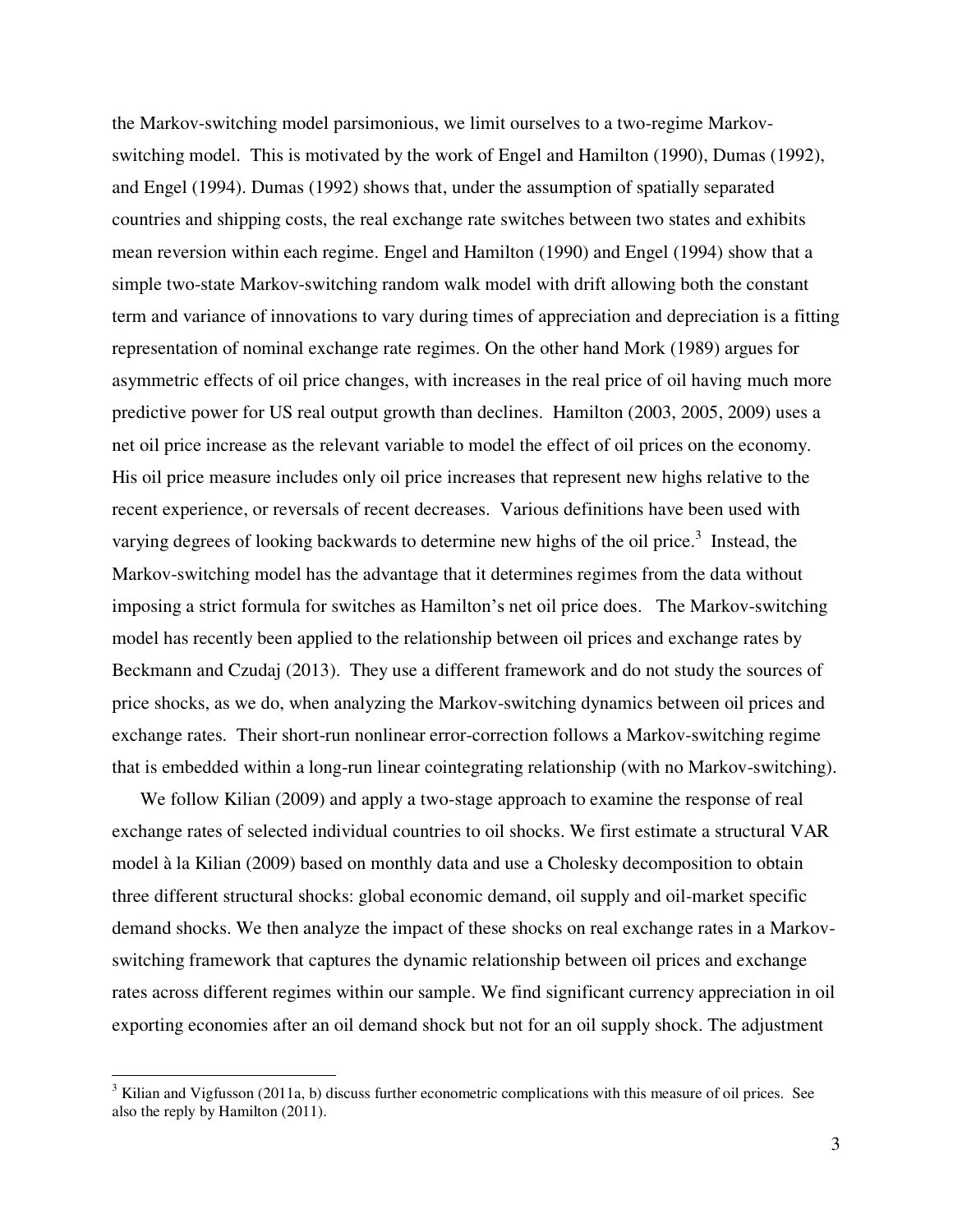the Markov-switching model parsimonious, we limit ourselves to a two-regime Markov-switching model. This is motivated by the work of Engel and Hamilton (1990), Dumas (1992), and Engel (1994). Dumas (1992) shows that, under the assumption of spatially separated countries and shipping costs, the real exchange rate switches between two states and exhibits mean reversion within each regime. Engel and Hamilton (1990) and Engel (1994) show that a simple two-state Markov-switching random walk model with drift allowing both the constant term and variance of innovations to vary during times of appreciation and depreciation is a fitting representation of nominal exchange rate regimes. On the other hand Mork (1989) argues for asymmetric effects of oil price changes, with increases in the real price of oil having much more predictive power for US real output growth than declines. Hamilton (2003, 2005, 2009) uses a net oil price increase as the relevant variable to model the effect of oil prices on the economy. His oil price measure includes only oil price increases that represent new highs relative to the recent experience, or reversals of recent decreases. Various definitions have been used with varying degrees of looking backwards to determine new highs of the oil price.[3] Instead, the Markov-switching model has the advantage that it determines regimes from the data without imposing a strict formula for switches as Hamilton's net oil price does. The Markov-switching model has recently been applied to the relationship between oil prices and exchange rates by Beckmann and Czudaj (2013). They use a different framework and do not study the sources of price shocks, as we do, when analyzing the Markov-switching dynamics between oil prices and exchange rates. Their short-run nonlinear error-correction follows a Markov-switching regime that is embedded within a long-run linear cointegrating relationship (with no Markov-switching).

We follow Kilian (2009) and apply a two-stage approach to examine the response of real exchange rates of selected individual countries to oil shocks. We first estimate a structural VAR model à la Kilian (2009) based on monthly data and use a Cholesky decomposition to obtain three different structural shocks: global economic demand, oil supply and oil-market specific demand shocks. We then analyze the impact of these shocks on real exchange rates in a Markov-switching framework that captures the dynamic relationship between oil prices and exchange rates across different regimes within our sample. We find significant currency appreciation in oil exporting economies after an oil demand shock but not for an oil supply shock. The adjustment

[3] Kilian and Vigfusson (2011a, b) discuss further econometric complications with this measure of oil prices. See also the reply by Hamilton (2011).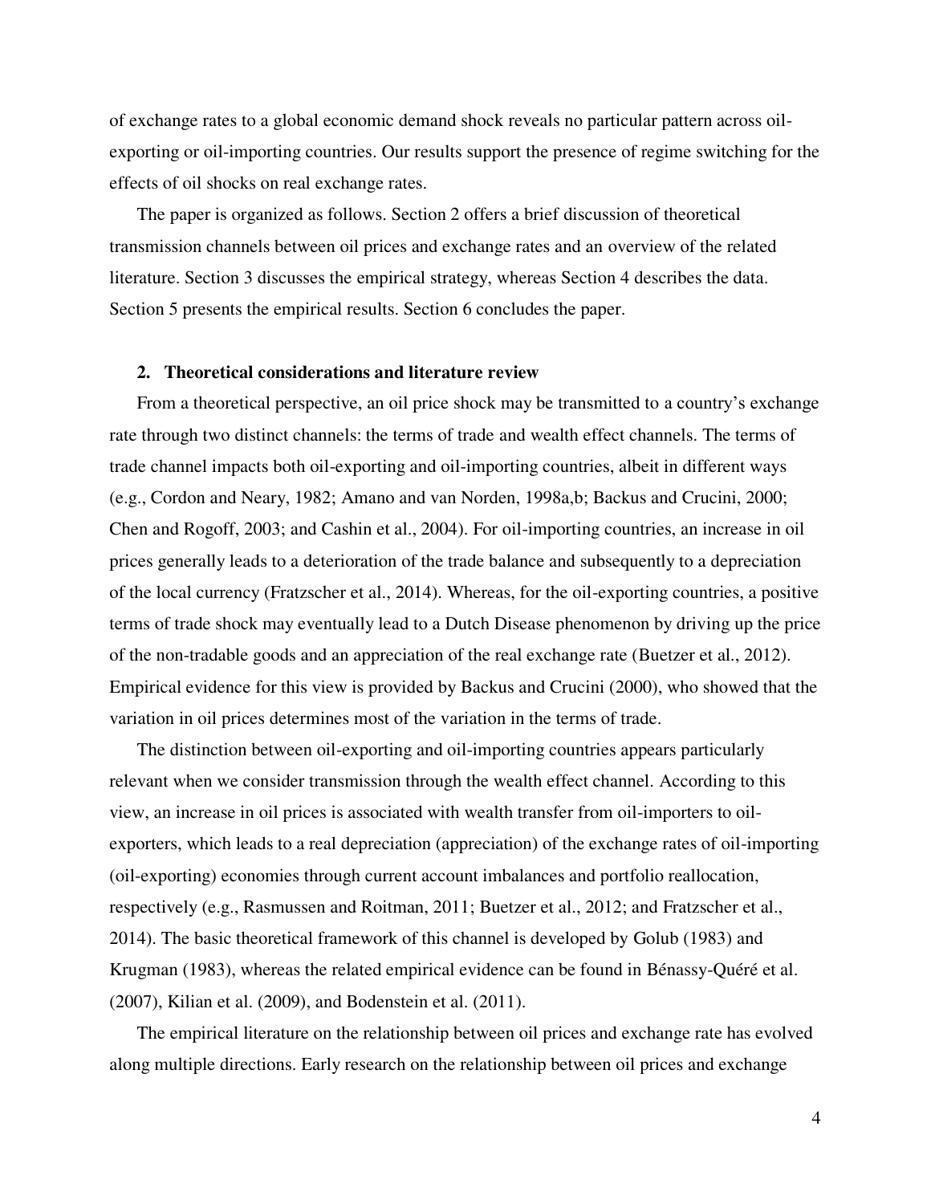of exchange rates to a global economic demand shock reveals no particular pattern across oil-exporting or oil-importing countries. Our results support the presence of regime switching for the effects of oil shocks on real exchange rates.

The paper is organized as follows. Section 2 offers a brief discussion of theoretical transmission channels between oil prices and exchange rates and an overview of the related literature. Section 3 discusses the empirical strategy, whereas Section 4 describes the data. Section 5 presents the empirical results. Section 6 concludes the paper.

## 2. Theoretical considerations and literature review

From a theoretical perspective, an oil price shock may be transmitted to a country's exchange rate through two distinct channels: the terms of trade and wealth effect channels. The terms of trade channel impacts both oil-exporting and oil-importing countries, albeit in different ways (e.g., Cordon and Neary, 1982; Amano and van Norden, 1998a,b; Backus and Crucini, 2000; Chen and Rogoff, 2003; and Cashin et al., 2004). For oil-importing countries, an increase in oil prices generally leads to a deterioration of the trade balance and subsequently to a depreciation of the local currency (Fratzscher et al., 2014). Whereas, for the oil-exporting countries, a positive terms of trade shock may eventually lead to a Dutch Disease phenomenon by driving up the price of the non-tradable goods and an appreciation of the real exchange rate (Buetzer et al., 2012). Empirical evidence for this view is provided by Backus and Crucini (2000), who showed that the variation in oil prices determines most of the variation in the terms of trade.

The distinction between oil-exporting and oil-importing countries appears particularly relevant when we consider transmission through the wealth effect channel. According to this view, an increase in oil prices is associated with wealth transfer from oil-importers to oil-exporters, which leads to a real depreciation (appreciation) of the exchange rates of oil-importing (oil-exporting) economies through current account imbalances and portfolio reallocation, respectively (e.g., Rasmussen and Roitman, 2011; Buetzer et al., 2012; and Fratzscher et al., 2014). The basic theoretical framework of this channel is developed by Golub (1983) and Krugman (1983), whereas the related empirical evidence can be found in Bénassy-Quéré et al. (2007), Kilian et al. (2009), and Bodenstein et al. (2011).

The empirical literature on the relationship between oil prices and exchange rate has evolved along multiple directions. Early research on the relationship between oil prices and exchange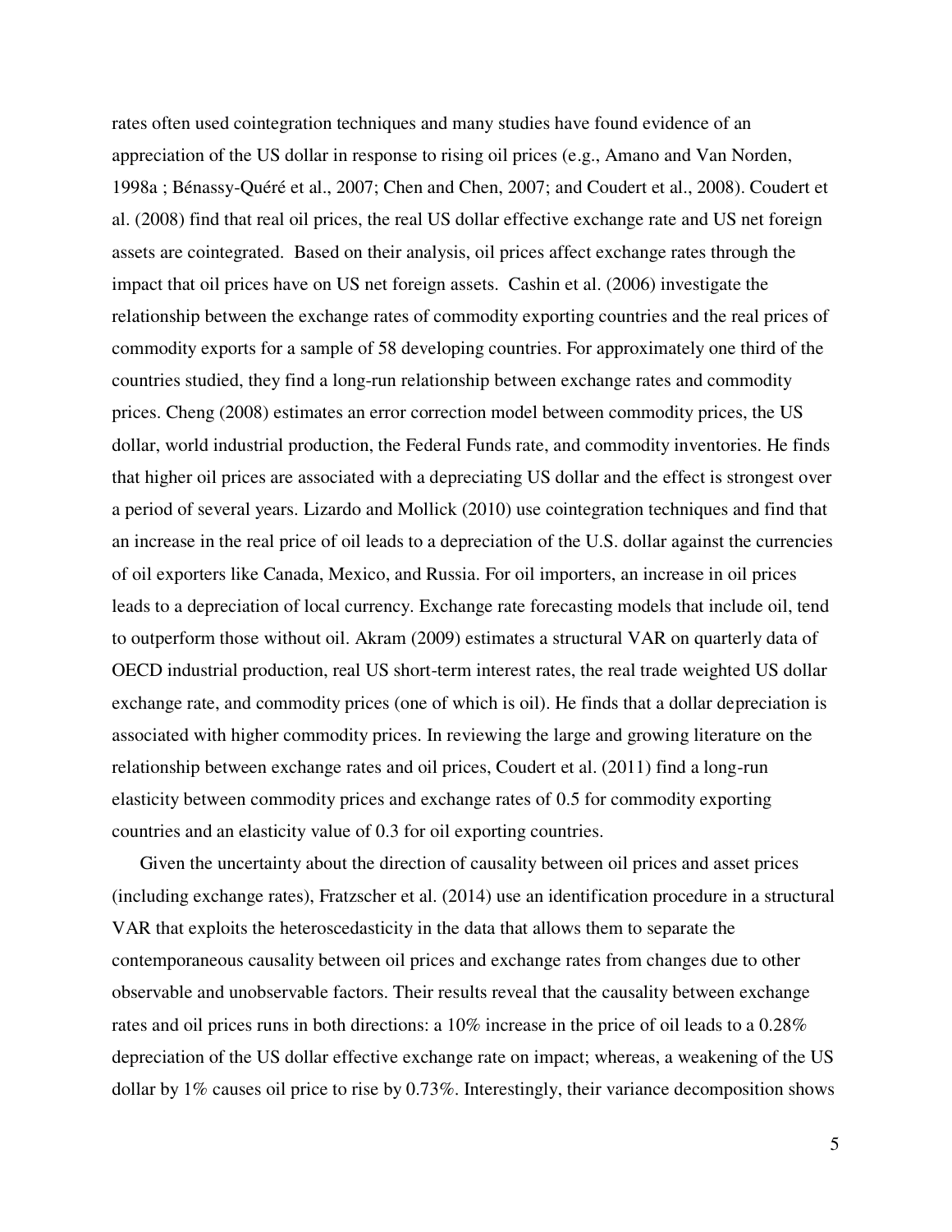rates often used cointegration techniques and many studies have found evidence of an appreciation of the US dollar in response to rising oil prices (e.g., Amano and Van Norden, 1998a ; Bénassy-Quéré et al., 2007; Chen and Chen, 2007; and Coudert et al., 2008). Coudert et al. (2008) find that real oil prices, the real US dollar effective exchange rate and US net foreign assets are cointegrated. Based on their analysis, oil prices affect exchange rates through the impact that oil prices have on US net foreign assets. Cashin et al. (2006) investigate the relationship between the exchange rates of commodity exporting countries and the real prices of commodity exports for a sample of 58 developing countries. For approximately one third of the countries studied, they find a long-run relationship between exchange rates and commodity prices. Cheng (2008) estimates an error correction model between commodity prices, the US dollar, world industrial production, the Federal Funds rate, and commodity inventories. He finds that higher oil prices are associated with a depreciating US dollar and the effect is strongest over a period of several years. Lizardo and Mollick (2010) use cointegration techniques and find that an increase in the real price of oil leads to a depreciation of the U.S. dollar against the currencies of oil exporters like Canada, Mexico, and Russia. For oil importers, an increase in oil prices leads to a depreciation of local currency. Exchange rate forecasting models that include oil, tend to outperform those without oil. Akram (2009) estimates a structural VAR on quarterly data of OECD industrial production, real US short-term interest rates, the real trade weighted US dollar exchange rate, and commodity prices (one of which is oil). He finds that a dollar depreciation is associated with higher commodity prices. In reviewing the large and growing literature on the relationship between exchange rates and oil prices, Coudert et al. (2011) find a long-run elasticity between commodity prices and exchange rates of 0.5 for commodity exporting countries and an elasticity value of 0.3 for oil exporting countries.

Given the uncertainty about the direction of causality between oil prices and asset prices (including exchange rates), Fratzscher et al. (2014) use an identification procedure in a structural VAR that exploits the heteroscedasticity in the data that allows them to separate the contemporaneous causality between oil prices and exchange rates from changes due to other observable and unobservable factors. Their results reveal that the causality between exchange rates and oil prices runs in both directions: a 10% increase in the price of oil leads to a 0.28% depreciation of the US dollar effective exchange rate on impact; whereas, a weakening of the US dollar by 1% causes oil price to rise by 0.73%. Interestingly, their variance decomposition shows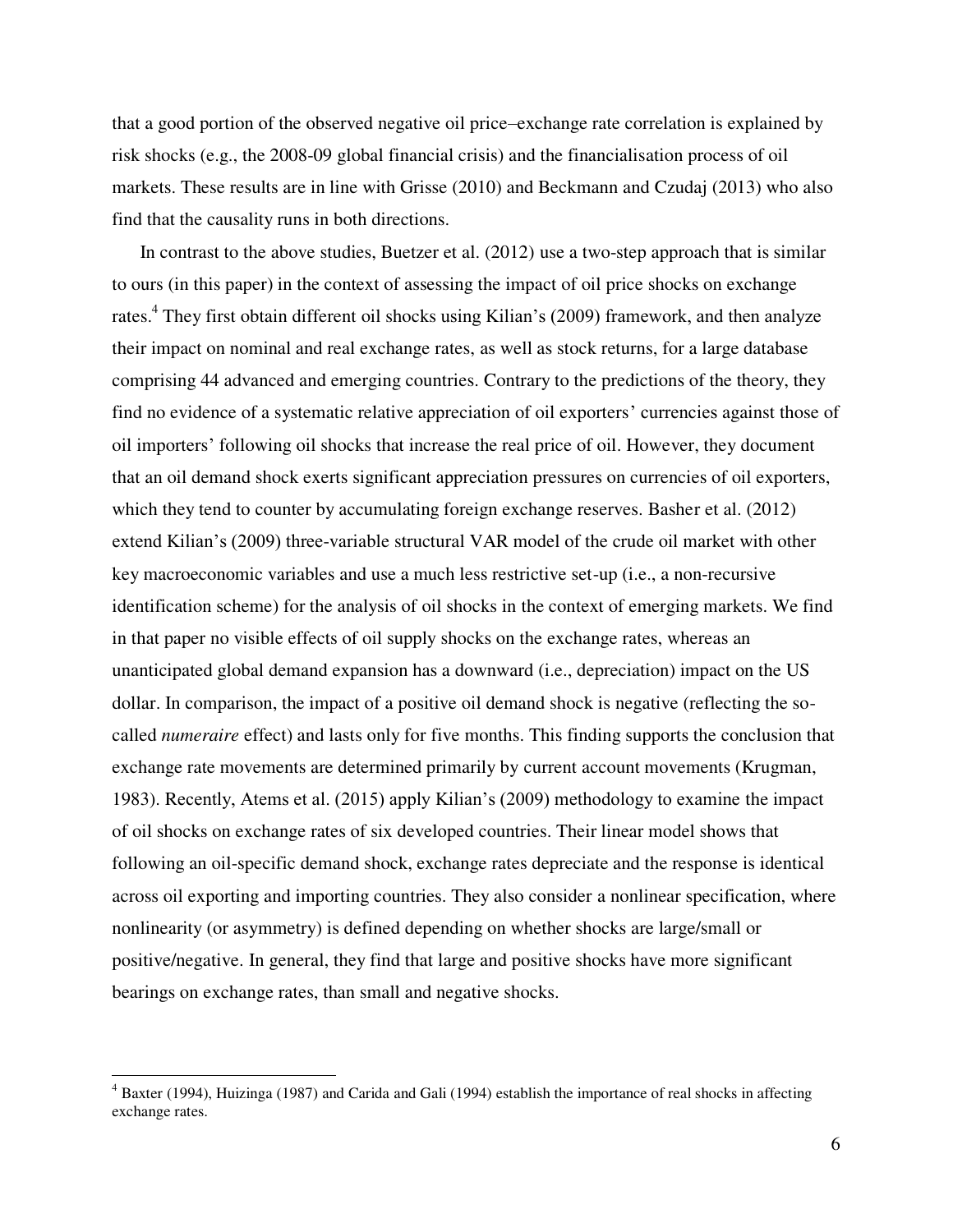that a good portion of the observed negative oil price–exchange rate correlation is explained by risk shocks (e.g., the 2008-09 global financial crisis) and the financialisation process of oil markets. These results are in line with Grisse (2010) and Beckmann and Czudaj (2013) who also find that the causality runs in both directions.

In contrast to the above studies, Buetzer et al. (2012) use a two-step approach that is similar to ours (in this paper) in the context of assessing the impact of oil price shocks on exchange rates.[4] They first obtain different oil shocks using Kilian's (2009) framework, and then analyze their impact on nominal and real exchange rates, as well as stock returns, for a large database comprising 44 advanced and emerging countries. Contrary to the predictions of the theory, they find no evidence of a systematic relative appreciation of oil exporters' currencies against those of oil importers' following oil shocks that increase the real price of oil. However, they document that an oil demand shock exerts significant appreciation pressures on currencies of oil exporters, which they tend to counter by accumulating foreign exchange reserves. Basher et al. (2012) extend Kilian's (2009) three-variable structural VAR model of the crude oil market with other key macroeconomic variables and use a much less restrictive set-up (i.e., a non-recursive identification scheme) for the analysis of oil shocks in the context of emerging markets. We find in that paper no visible effects of oil supply shocks on the exchange rates, whereas an unanticipated global demand expansion has a downward (i.e., depreciation) impact on the US dollar. In comparison, the impact of a positive oil demand shock is negative (reflecting the so-called *numeraire* effect) and lasts only for five months. This finding supports the conclusion that exchange rate movements are determined primarily by current account movements (Krugman, 1983). Recently, Atems et al. (2015) apply Kilian's (2009) methodology to examine the impact of oil shocks on exchange rates of six developed countries. Their linear model shows that following an oil-specific demand shock, exchange rates depreciate and the response is identical across oil exporting and importing countries. They also consider a nonlinear specification, where nonlinearity (or asymmetry) is defined depending on whether shocks are large/small or positive/negative. In general, they find that large and positive shocks have more significant bearings on exchange rates, than small and negative shocks.

---

[4] Baxter (1994), Huizinga (1987) and Carida and Gali (1994) establish the importance of real shocks in affecting exchange rates.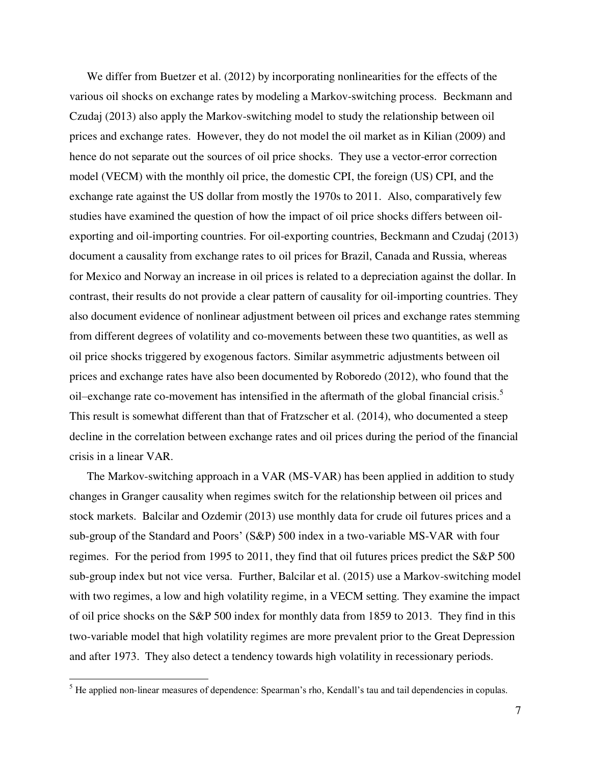We differ from Buetzer et al. (2012) by incorporating nonlinearities for the effects of the various oil shocks on exchange rates by modeling a Markov-switching process. Beckmann and Czudaj (2013) also apply the Markov-switching model to study the relationship between oil prices and exchange rates. However, they do not model the oil market as in Kilian (2009) and hence do not separate out the sources of oil price shocks. They use a vector-error correction model (VECM) with the monthly oil price, the domestic CPI, the foreign (US) CPI, and the exchange rate against the US dollar from mostly the 1970s to 2011. Also, comparatively few studies have examined the question of how the impact of oil price shocks differs between oil-exporting and oil-importing countries. For oil-exporting countries, Beckmann and Czudaj (2013) document a causality from exchange rates to oil prices for Brazil, Canada and Russia, whereas for Mexico and Norway an increase in oil prices is related to a depreciation against the dollar. In contrast, their results do not provide a clear pattern of causality for oil-importing countries. They also document evidence of nonlinear adjustment between oil prices and exchange rates stemming from different degrees of volatility and co-movements between these two quantities, as well as oil price shocks triggered by exogenous factors. Similar asymmetric adjustments between oil prices and exchange rates have also been documented by Roboredo (2012), who found that the oil–exchange rate co-movement has intensified in the aftermath of the global financial crisis.[5] This result is somewhat different than that of Fratzscher et al. (2014), who documented a steep decline in the correlation between exchange rates and oil prices during the period of the financial crisis in a linear VAR.

The Markov-switching approach in a VAR (MS-VAR) has been applied in addition to study changes in Granger causality when regimes switch for the relationship between oil prices and stock markets. Balcilar and Ozdemir (2013) use monthly data for crude oil futures prices and a sub-group of the Standard and Poors' (S&P) 500 index in a two-variable MS-VAR with four regimes. For the period from 1995 to 2011, they find that oil futures prices predict the S&P 500 sub-group index but not vice versa. Further, Balcilar et al. (2015) use a Markov-switching model with two regimes, a low and high volatility regime, in a VECM setting. They examine the impact of oil price shocks on the S&P 500 index for monthly data from 1859 to 2013. They find in this two-variable model that high volatility regimes are more prevalent prior to the Great Depression and after 1973. They also detect a tendency towards high volatility in recessionary periods.

[5] He applied non-linear measures of dependence: Spearman's rho, Kendall's tau and tail dependencies in copulas.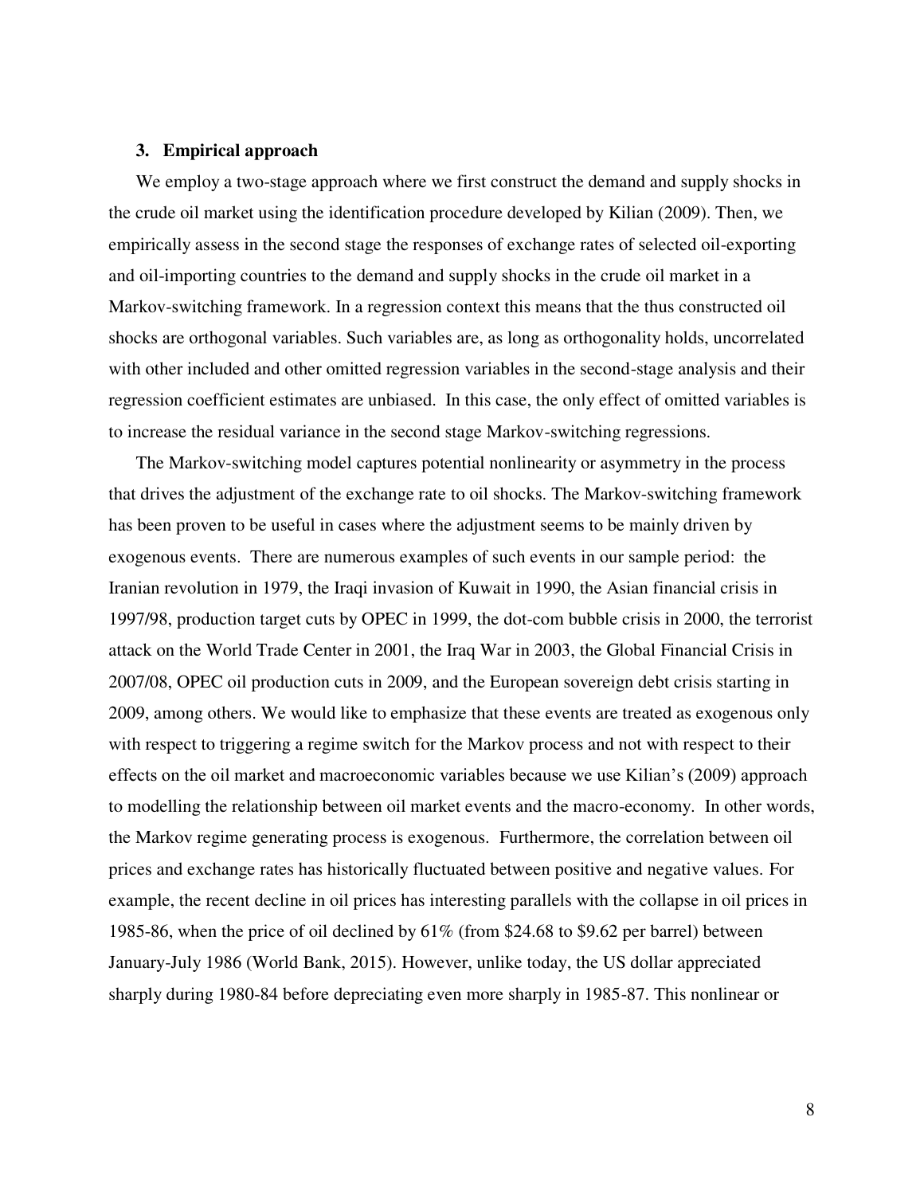## 3. Empirical approach

We employ a two-stage approach where we first construct the demand and supply shocks in the crude oil market using the identification procedure developed by Kilian (2009). Then, we empirically assess in the second stage the responses of exchange rates of selected oil-exporting and oil-importing countries to the demand and supply shocks in the crude oil market in a Markov-switching framework. In a regression context this means that the thus constructed oil shocks are orthogonal variables. Such variables are, as long as orthogonality holds, uncorrelated with other included and other omitted regression variables in the second-stage analysis and their regression coefficient estimates are unbiased. In this case, the only effect of omitted variables is to increase the residual variance in the second stage Markov-switching regressions.

The Markov-switching model captures potential nonlinearity or asymmetry in the process that drives the adjustment of the exchange rate to oil shocks. The Markov-switching framework has been proven to be useful in cases where the adjustment seems to be mainly driven by exogenous events. There are numerous examples of such events in our sample period: the Iranian revolution in 1979, the Iraqi invasion of Kuwait in 1990, the Asian financial crisis in 1997/98, production target cuts by OPEC in 1999, the dot-com bubble crisis in 2000, the terrorist attack on the World Trade Center in 2001, the Iraq War in 2003, the Global Financial Crisis in 2007/08, OPEC oil production cuts in 2009, and the European sovereign debt crisis starting in 2009, among others. We would like to emphasize that these events are treated as exogenous only with respect to triggering a regime switch for the Markov process and not with respect to their effects on the oil market and macroeconomic variables because we use Kilian's (2009) approach to modelling the relationship between oil market events and the macro-economy. In other words, the Markov regime generating process is exogenous. Furthermore, the correlation between oil prices and exchange rates has historically fluctuated between positive and negative values. For example, the recent decline in oil prices has interesting parallels with the collapse in oil prices in 1985-86, when the price of oil declined by 61% (from $24.68 to $9.62 per barrel) between January-July 1986 (World Bank, 2015). However, unlike today, the US dollar appreciated sharply during 1980-84 before depreciating even more sharply in 1985-87. This nonlinear or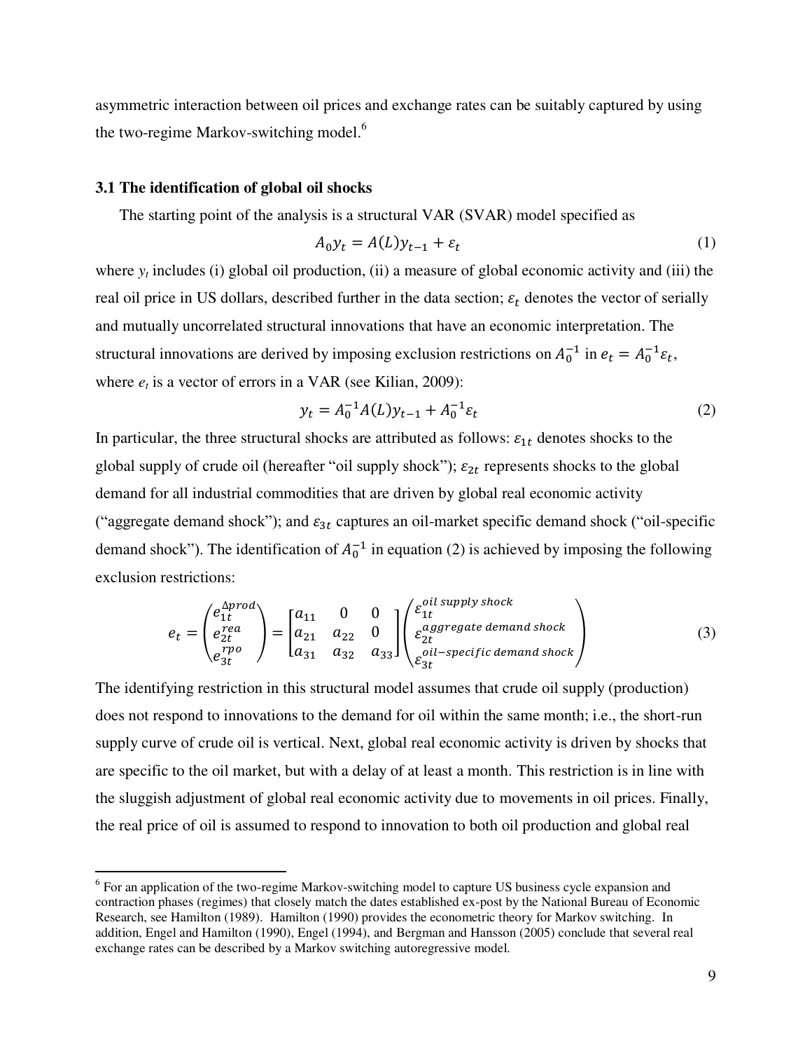asymmetric interaction between oil prices and exchange rates can be suitably captured by using the two-regime Markov-switching model.[6]

### 3.1 The identification of global oil shocks

The starting point of the analysis is a structural VAR (SVAR) model specified as

$$A_0 y_t = A(L) y_{t-1} + \varepsilon_t \tag{1}$$

where $y_t$ includes (i) global oil production, (ii) a measure of global economic activity and (iii) the real oil price in US dollars, described further in the data section; $\varepsilon_t$ denotes the vector of serially and mutually uncorrelated structural innovations that have an economic interpretation. The structural innovations are derived by imposing exclusion restrictions on $A_0^{-1}$ in $e_t = A_0^{-1}\varepsilon_t$, where $e_t$ is a vector of errors in a VAR (see Kilian, 2009):

$$y_t = A_0^{-1}A(L) y_{t-1} + A_0^{-1}\varepsilon_t \tag{2}$$

In particular, the three structural shocks are attributed as follows: $\varepsilon_{1t}$ denotes shocks to the global supply of crude oil (hereafter "oil supply shock"); $\varepsilon_{2t}$ represents shocks to the global demand for all industrial commodities that are driven by global real economic activity ("aggregate demand shock"); and $\varepsilon_{3t}$ captures an oil-market specific demand shock ("oil-specific demand shock"). The identification of $A_0^{-1}$ in equation (2) is achieved by imposing the following exclusion restrictions:

$$e_t = \begin{pmatrix} e_{1t}^{\Delta prod} \\ e_{2t}^{rea} \\ e_{3t}^{rpo} \end{pmatrix} = \begin{bmatrix} a_{11} & 0 & 0 \\ a_{21} & a_{22} & 0 \\ a_{31} & a_{32} & a_{33} \end{bmatrix} \begin{pmatrix} \varepsilon_{1t}^{oil\ supply\ shock} \\ \varepsilon_{2t}^{aggregate\ demand\ shock} \\ \varepsilon_{3t}^{oil-specific\ demand\ shock} \end{pmatrix} \tag{3}$$

The identifying restriction in this structural model assumes that crude oil supply (production) does not respond to innovations to the demand for oil within the same month; i.e., the short-run supply curve of crude oil is vertical. Next, global real economic activity is driven by shocks that are specific to the oil market, but with a delay of at least a month. This restriction is in line with the sluggish adjustment of global real economic activity due to movements in oil prices. Finally, the real price of oil is assumed to respond to innovation to both oil production and global real

[6] For an application of the two-regime Markov-switching model to capture US business cycle expansion and contraction phases (regimes) that closely match the dates established ex-post by the National Bureau of Economic Research, see Hamilton (1989). Hamilton (1990) provides the econometric theory for Markov switching. In addition, Engel and Hamilton (1990), Engel (1994), and Bergman and Hansson (2005) conclude that several real exchange rates can be described by a Markov switching autoregressive model.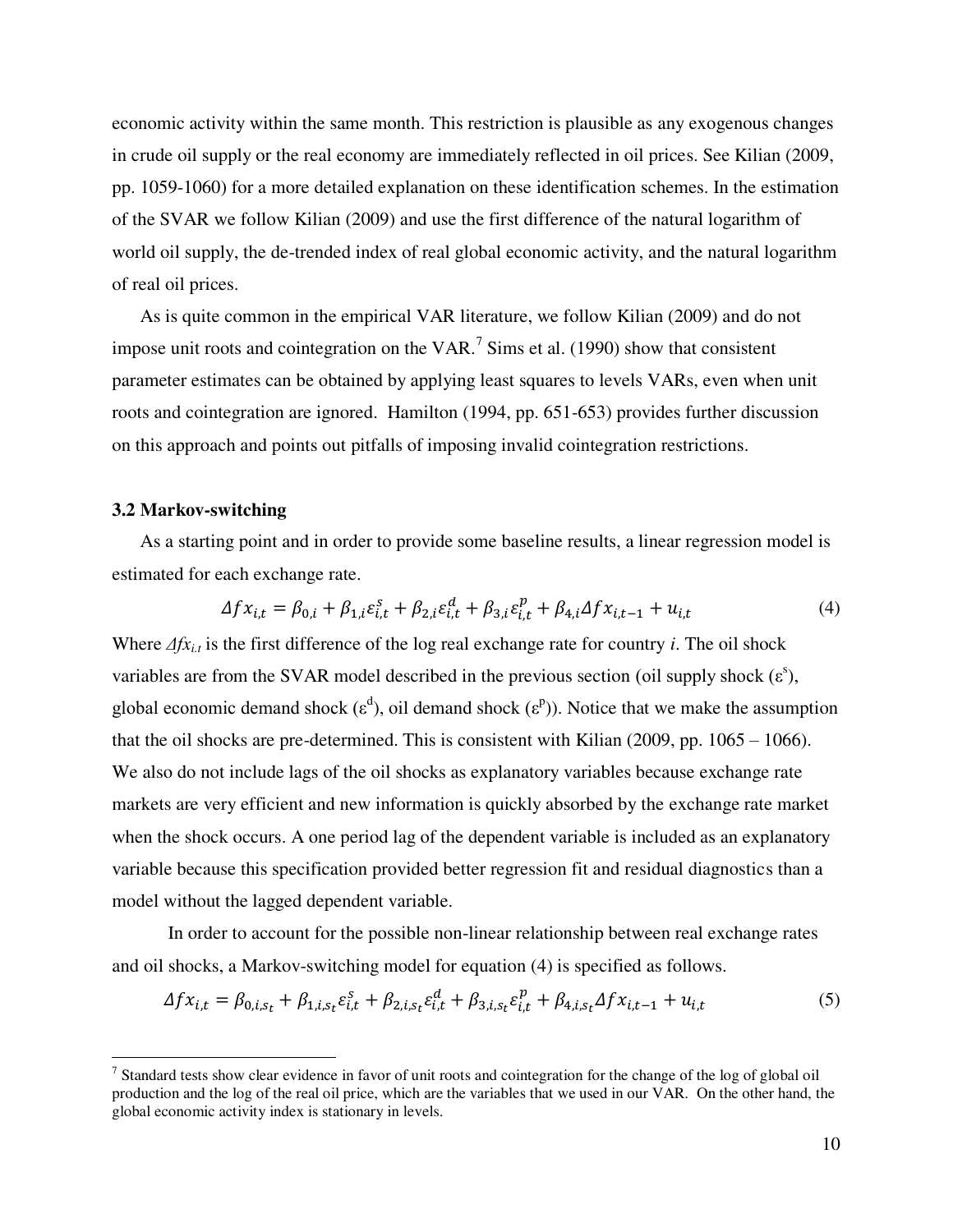economic activity within the same month. This restriction is plausible as any exogenous changes in crude oil supply or the real economy are immediately reflected in oil prices. See Kilian (2009, pp. 1059-1060) for a more detailed explanation on these identification schemes. In the estimation of the SVAR we follow Kilian (2009) and use the first difference of the natural logarithm of world oil supply, the de-trended index of real global economic activity, and the natural logarithm of real oil prices.

As is quite common in the empirical VAR literature, we follow Kilian (2009) and do not impose unit roots and cointegration on the VAR.[7] Sims et al. (1990) show that consistent parameter estimates can be obtained by applying least squares to levels VARs, even when unit roots and cointegration are ignored. Hamilton (1994, pp. 651-653) provides further discussion on this approach and points out pitfalls of imposing invalid cointegration restrictions.

### 3.2 Markov-switching

As a starting point and in order to provide some baseline results, a linear regression model is estimated for each exchange rate.

$$\Delta fx_{i,t} = \beta_{0,i} + \beta_{1,i}\varepsilon_{i,t}^{s} + \beta_{2,i}\varepsilon_{i,t}^{d} + \beta_{3,i}\varepsilon_{i,t}^{p} + \beta_{4,i}\Delta fx_{i,t-1} + u_{i,t} \tag{4}$$

Where $\Delta fx_{i,t}$ is the first difference of the log real exchange rate for country *i*. The oil shock variables are from the SVAR model described in the previous section (oil supply shock ($\varepsilon^{s}$), global economic demand shock ($\varepsilon^{d}$), oil demand shock ($\varepsilon^{p}$)). Notice that we make the assumption that the oil shocks are pre-determined. This is consistent with Kilian (2009, pp. 1065 – 1066). We also do not include lags of the oil shocks as explanatory variables because exchange rate markets are very efficient and new information is quickly absorbed by the exchange rate market when the shock occurs. A one period lag of the dependent variable is included as an explanatory variable because this specification provided better regression fit and residual diagnostics than a model without the lagged dependent variable.

In order to account for the possible non-linear relationship between real exchange rates and oil shocks, a Markov-switching model for equation (4) is specified as follows.

$$\Delta fx_{i,t} = \beta_{0,i,s_t} + \beta_{1,i,s_t}\varepsilon_{i,t}^{s} + \beta_{2,i,s_t}\varepsilon_{i,t}^{d} + \beta_{3,i,s_t}\varepsilon_{i,t}^{p} + \beta_{4,i,s_t}\Delta fx_{i,t-1} + u_{i,t} \tag{5}$$

[7] Standard tests show clear evidence in favor of unit roots and cointegration for the change of the log of global oil production and the log of the real oil price, which are the variables that we used in our VAR. On the other hand, the global economic activity index is stationary in levels.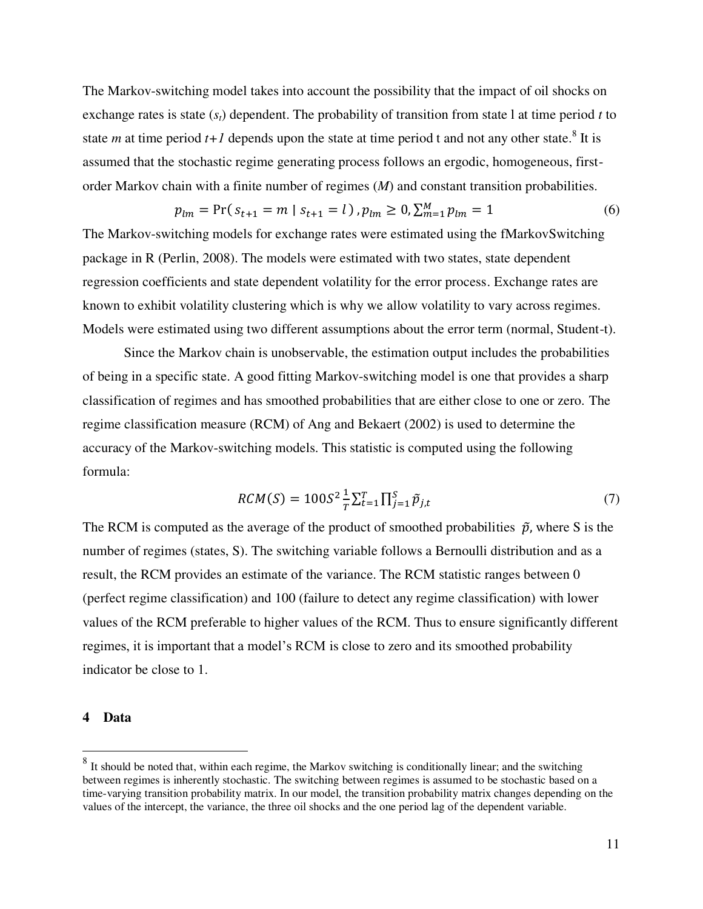The Markov-switching model takes into account the possibility that the impact of oil shocks on exchange rates is state ($s_t$) dependent. The probability of transition from state l at time period $t$ to state $m$ at time period $t+1$ depends upon the state at time period t and not any other state.[8] It is assumed that the stochastic regime generating process follows an ergodic, homogeneous, first-order Markov chain with a finite number of regimes ($M$) and constant transition probabilities.

$$p_{lm} = \Pr( s_{t+1} = m \mid s_{t+1} = l ) , p_{lm} \geq 0, \sum_{m=1}^{M} p_{lm} = 1 \tag{6}$$

The Markov-switching models for exchange rates were estimated using the fMarkovSwitching package in R (Perlin, 2008). The models were estimated with two states, state dependent regression coefficients and state dependent volatility for the error process. Exchange rates are known to exhibit volatility clustering which is why we allow volatility to vary across regimes. Models were estimated using two different assumptions about the error term (normal, Student-t).

Since the Markov chain is unobservable, the estimation output includes the probabilities of being in a specific state. A good fitting Markov-switching model is one that provides a sharp classification of regimes and has smoothed probabilities that are either close to one or zero. The regime classification measure (RCM) of Ang and Bekaert (2002) is used to determine the accuracy of the Markov-switching models. This statistic is computed using the following formula:

$$RCM(S) = 100 S^2 \frac{1}{T} \sum_{t=1}^{T} \prod_{j=1}^{S} \tilde{p}_{j,t} \tag{7}$$

The RCM is computed as the average of the product of smoothed probabilities $\tilde{p}$, where S is the number of regimes (states, S). The switching variable follows a Bernoulli distribution and as a result, the RCM provides an estimate of the variance. The RCM statistic ranges between 0 (perfect regime classification) and 100 (failure to detect any regime classification) with lower values of the RCM preferable to higher values of the RCM. Thus to ensure significantly different regimes, it is important that a model's RCM is close to zero and its smoothed probability indicator be close to 1.

## 4 Data

[8] It should be noted that, within each regime, the Markov switching is conditionally linear; and the switching between regimes is inherently stochastic. The switching between regimes is assumed to be stochastic based on a time-varying transition probability matrix. In our model, the transition probability matrix changes depending on the values of the intercept, the variance, the three oil shocks and the one period lag of the dependent variable.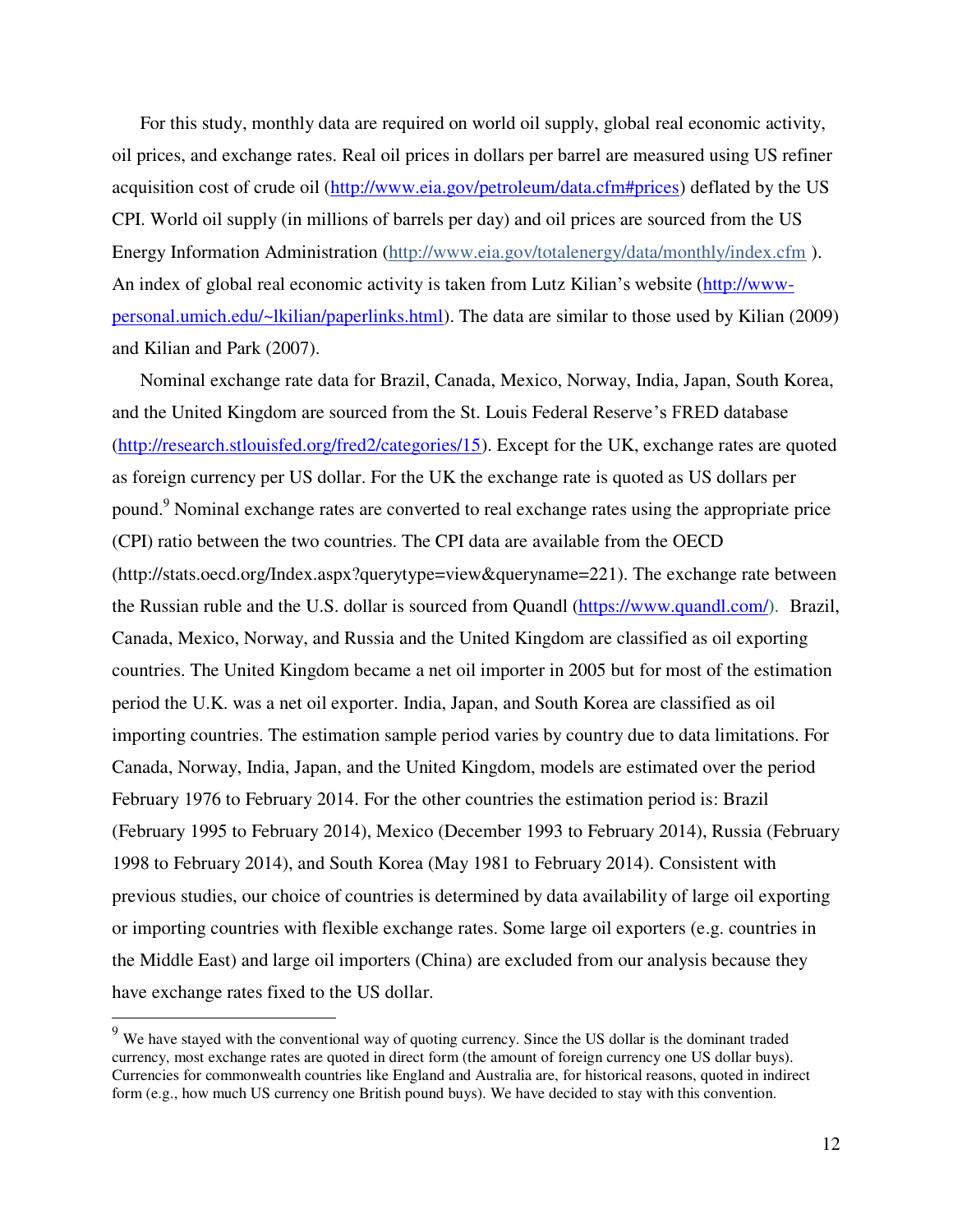For this study, monthly data are required on world oil supply, global real economic activity, oil prices, and exchange rates. Real oil prices in dollars per barrel are measured using US refiner acquisition cost of crude oil (http://www.eia.gov/petroleum/data.cfm#prices) deflated by the US CPI. World oil supply (in millions of barrels per day) and oil prices are sourced from the US Energy Information Administration (http://www.eia.gov/totalenergy/data/monthly/index.cfm ). An index of global real economic activity is taken from Lutz Kilian's website (http://www-personal.umich.edu/~lkilian/paperlinks.html). The data are similar to those used by Kilian (2009) and Kilian and Park (2007).

Nominal exchange rate data for Brazil, Canada, Mexico, Norway, India, Japan, South Korea, and the United Kingdom are sourced from the St. Louis Federal Reserve's FRED database (http://research.stlouisfed.org/fred2/categories/15). Except for the UK, exchange rates are quoted as foreign currency per US dollar. For the UK the exchange rate is quoted as US dollars per pound.[9] Nominal exchange rates are converted to real exchange rates using the appropriate price (CPI) ratio between the two countries. The CPI data are available from the OECD (http://stats.oecd.org/Index.aspx?querytype=view&queryname=221). The exchange rate between the Russian ruble and the U.S. dollar is sourced from Quandl (https://www.quandl.com/). Brazil, Canada, Mexico, Norway, and Russia and the United Kingdom are classified as oil exporting countries. The United Kingdom became a net oil importer in 2005 but for most of the estimation period the U.K. was a net oil exporter. India, Japan, and South Korea are classified as oil importing countries. The estimation sample period varies by country due to data limitations. For Canada, Norway, India, Japan, and the United Kingdom, models are estimated over the period February 1976 to February 2014. For the other countries the estimation period is: Brazil (February 1995 to February 2014), Mexico (December 1993 to February 2014), Russia (February 1998 to February 2014), and South Korea (May 1981 to February 2014). Consistent with previous studies, our choice of countries is determined by data availability of large oil exporting or importing countries with flexible exchange rates. Some large oil exporters (e.g. countries in the Middle East) and large oil importers (China) are excluded from our analysis because they have exchange rates fixed to the US dollar.

---

[9] We have stayed with the conventional way of quoting currency. Since the US dollar is the dominant traded currency, most exchange rates are quoted in direct form (the amount of foreign currency one US dollar buys). Currencies for commonwealth countries like England and Australia are, for historical reasons, quoted in indirect form (e.g., how much US currency one British pound buys). We have decided to stay with this convention.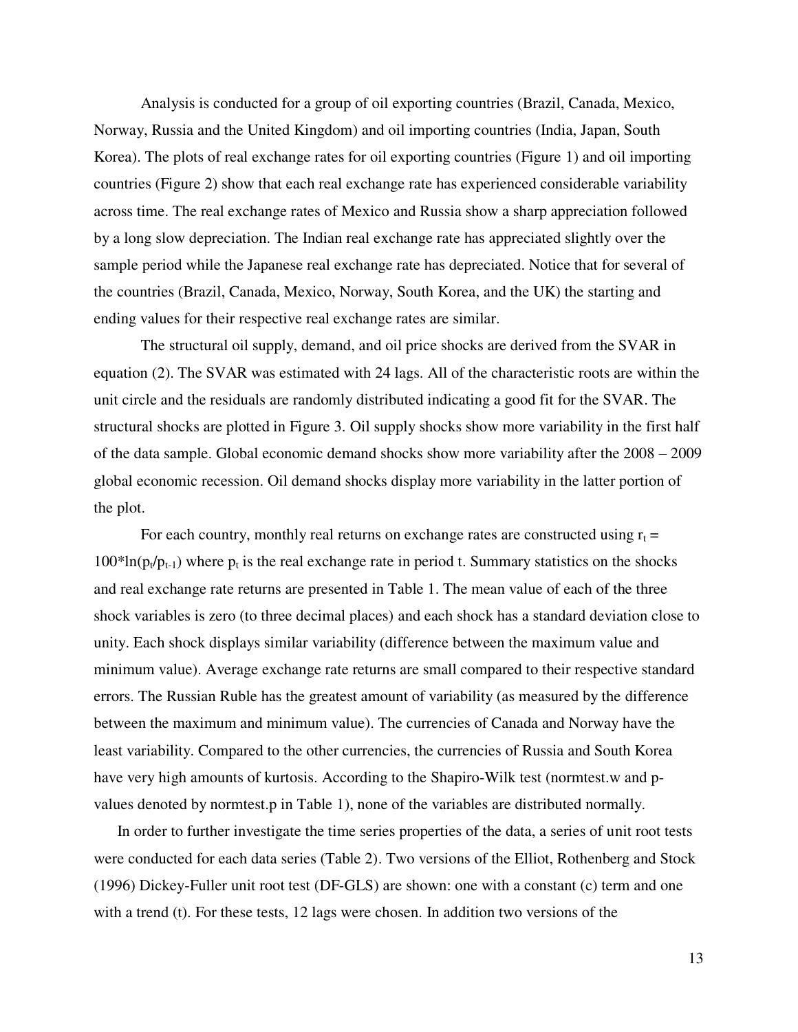Analysis is conducted for a group of oil exporting countries (Brazil, Canada, Mexico, Norway, Russia and the United Kingdom) and oil importing countries (India, Japan, South Korea). The plots of real exchange rates for oil exporting countries (Figure 1) and oil importing countries (Figure 2) show that each real exchange rate has experienced considerable variability across time. The real exchange rates of Mexico and Russia show a sharp appreciation followed by a long slow depreciation. The Indian real exchange rate has appreciated slightly over the sample period while the Japanese real exchange rate has depreciated. Notice that for several of the countries (Brazil, Canada, Mexico, Norway, South Korea, and the UK) the starting and ending values for their respective real exchange rates are similar.

The structural oil supply, demand, and oil price shocks are derived from the SVAR in equation (2). The SVAR was estimated with 24 lags. All of the characteristic roots are within the unit circle and the residuals are randomly distributed indicating a good fit for the SVAR. The structural shocks are plotted in Figure 3. Oil supply shocks show more variability in the first half of the data sample. Global economic demand shocks show more variability after the 2008 – 2009 global economic recession. Oil demand shocks display more variability in the latter portion of the plot.

For each country, monthly real returns on exchange rates are constructed using $r_t = 100*\ln(p_t/p_{t-1})$ where $p_t$ is the real exchange rate in period t. Summary statistics on the shocks and real exchange rate returns are presented in Table 1. The mean value of each of the three shock variables is zero (to three decimal places) and each shock has a standard deviation close to unity. Each shock displays similar variability (difference between the maximum value and minimum value). Average exchange rate returns are small compared to their respective standard errors. The Russian Ruble has the greatest amount of variability (as measured by the difference between the maximum and minimum value). The currencies of Canada and Norway have the least variability. Compared to the other currencies, the currencies of Russia and South Korea have very high amounts of kurtosis. According to the Shapiro-Wilk test (normtest.w and p-values denoted by normtest.p in Table 1), none of the variables are distributed normally.

In order to further investigate the time series properties of the data, a series of unit root tests were conducted for each data series (Table 2). Two versions of the Elliot, Rothenberg and Stock (1996) Dickey-Fuller unit root test (DF-GLS) are shown: one with a constant (c) term and one with a trend (t). For these tests, 12 lags were chosen. In addition two versions of the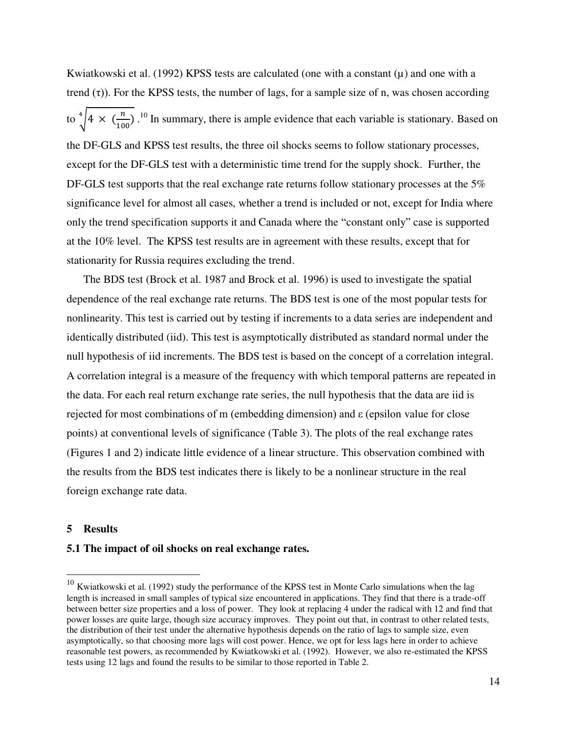Kwiatkowski et al. (1992) KPSS tests are calculated (one with a constant (μ) and one with a trend (τ)). For the KPSS tests, the number of lags, for a sample size of n, was chosen according to $\sqrt[4]{4 \times (\frac{n}{100})}$.[10] In summary, there is ample evidence that each variable is stationary. Based on the DF-GLS and KPSS test results, the three oil shocks seems to follow stationary processes, except for the DF-GLS test with a deterministic time trend for the supply shock. Further, the DF-GLS test supports that the real exchange rate returns follow stationary processes at the 5% significance level for almost all cases, whether a trend is included or not, except for India where only the trend specification supports it and Canada where the "constant only" case is supported at the 10% level. The KPSS test results are in agreement with these results, except that for stationarity for Russia requires excluding the trend.

The BDS test (Brock et al. 1987 and Brock et al. 1996) is used to investigate the spatial dependence of the real exchange rate returns. The BDS test is one of the most popular tests for nonlinearity. This test is carried out by testing if increments to a data series are independent and identically distributed (iid). This test is asymptotically distributed as standard normal under the null hypothesis of iid increments. The BDS test is based on the concept of a correlation integral. A correlation integral is a measure of the frequency with which temporal patterns are repeated in the data. For each real return exchange rate series, the null hypothesis that the data are iid is rejected for most combinations of m (embedding dimension) and ε (epsilon value for close points) at conventional levels of significance (Table 3). The plots of the real exchange rates (Figures 1 and 2) indicate little evidence of a linear structure. This observation combined with the results from the BDS test indicates there is likely to be a nonlinear structure in the real foreign exchange rate data.

## 5 Results

### 5.1 The impact of oil shocks on real exchange rates.

---

[10] Kwiatkowski et al. (1992) study the performance of the KPSS test in Monte Carlo simulations when the lag length is increased in small samples of typical size encountered in applications. They find that there is a trade-off between better size properties and a loss of power. They look at replacing 4 under the radical with 12 and find that power losses are quite large, though size accuracy improves. They point out that, in contrast to other related tests, the distribution of their test under the alternative hypothesis depends on the ratio of lags to sample size, even asymptotically, so that choosing more lags will cost power. Hence, we opt for less lags here in order to achieve reasonable test powers, as recommended by Kwiatkowski et al. (1992). However, we also re-estimated the KPSS tests using 12 lags and found the results to be similar to those reported in Table 2.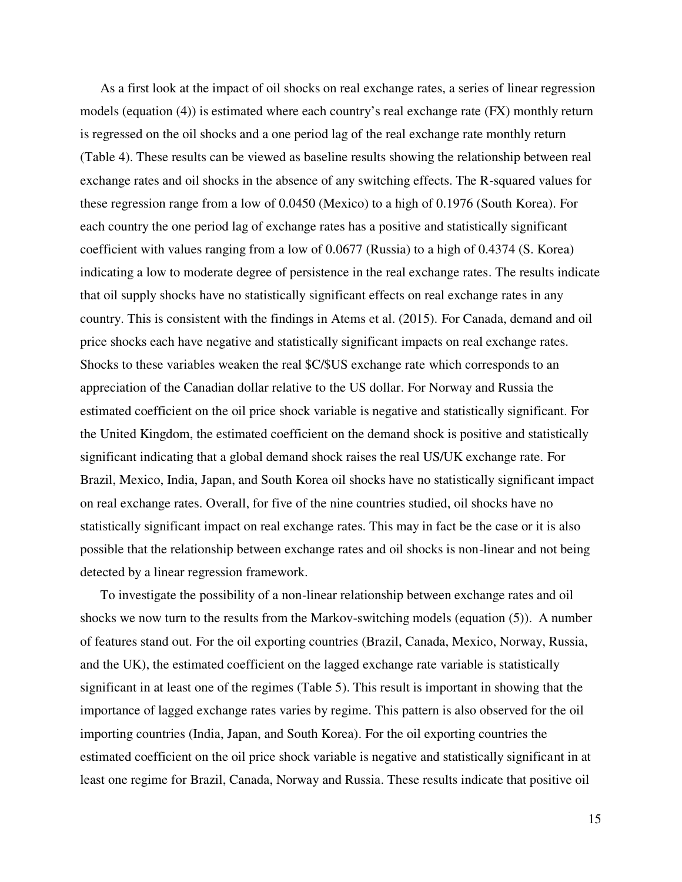As a first look at the impact of oil shocks on real exchange rates, a series of linear regression models (equation (4)) is estimated where each country's real exchange rate (FX) monthly return is regressed on the oil shocks and a one period lag of the real exchange rate monthly return (Table 4). These results can be viewed as baseline results showing the relationship between real exchange rates and oil shocks in the absence of any switching effects. The R-squared values for these regression range from a low of 0.0450 (Mexico) to a high of 0.1976 (South Korea). For each country the one period lag of exchange rates has a positive and statistically significant coefficient with values ranging from a low of 0.0677 (Russia) to a high of 0.4374 (S. Korea) indicating a low to moderate degree of persistence in the real exchange rates. The results indicate that oil supply shocks have no statistically significant effects on real exchange rates in any country. This is consistent with the findings in Atems et al. (2015). For Canada, demand and oil price shocks each have negative and statistically significant impacts on real exchange rates. Shocks to these variables weaken the real $C/$US exchange rate which corresponds to an appreciation of the Canadian dollar relative to the US dollar. For Norway and Russia the estimated coefficient on the oil price shock variable is negative and statistically significant. For the United Kingdom, the estimated coefficient on the demand shock is positive and statistically significant indicating that a global demand shock raises the real US/UK exchange rate. For Brazil, Mexico, India, Japan, and South Korea oil shocks have no statistically significant impact on real exchange rates. Overall, for five of the nine countries studied, oil shocks have no statistically significant impact on real exchange rates. This may in fact be the case or it is also possible that the relationship between exchange rates and oil shocks is non-linear and not being detected by a linear regression framework.

To investigate the possibility of a non-linear relationship between exchange rates and oil shocks we now turn to the results from the Markov-switching models (equation (5)). A number of features stand out. For the oil exporting countries (Brazil, Canada, Mexico, Norway, Russia, and the UK), the estimated coefficient on the lagged exchange rate variable is statistically significant in at least one of the regimes (Table 5). This result is important in showing that the importance of lagged exchange rates varies by regime. This pattern is also observed for the oil importing countries (India, Japan, and South Korea). For the oil exporting countries the estimated coefficient on the oil price shock variable is negative and statistically significant in at least one regime for Brazil, Canada, Norway and Russia. These results indicate that positive oil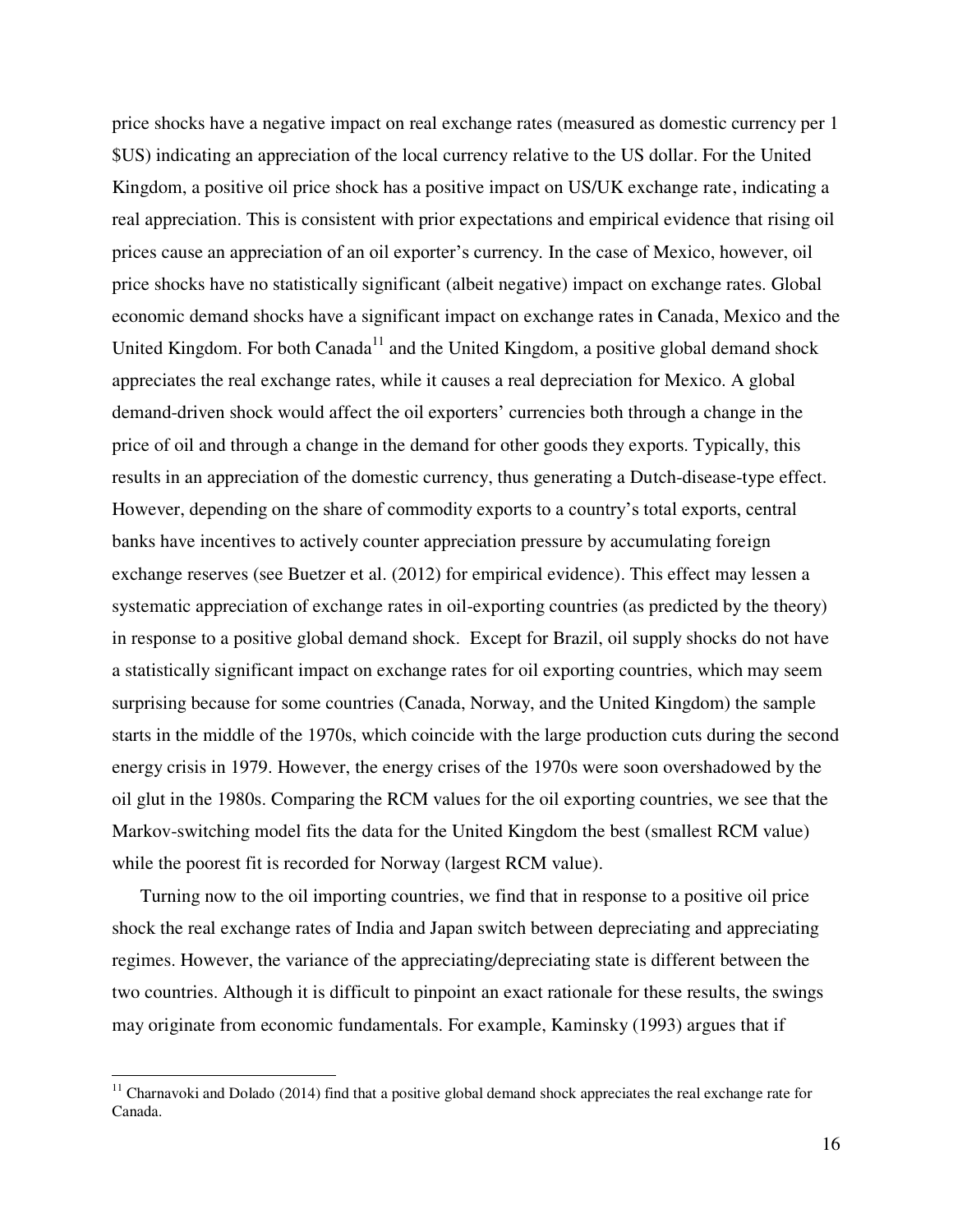price shocks have a negative impact on real exchange rates (measured as domestic currency per 1 $US) indicating an appreciation of the local currency relative to the US dollar. For the United Kingdom, a positive oil price shock has a positive impact on US/UK exchange rate, indicating a real appreciation. This is consistent with prior expectations and empirical evidence that rising oil prices cause an appreciation of an oil exporter's currency. In the case of Mexico, however, oil price shocks have no statistically significant (albeit negative) impact on exchange rates. Global economic demand shocks have a significant impact on exchange rates in Canada, Mexico and the United Kingdom. For both Canada[11] and the United Kingdom, a positive global demand shock appreciates the real exchange rates, while it causes a real depreciation for Mexico. A global demand-driven shock would affect the oil exporters' currencies both through a change in the price of oil and through a change in the demand for other goods they exports. Typically, this results in an appreciation of the domestic currency, thus generating a Dutch-disease-type effect. However, depending on the share of commodity exports to a country's total exports, central banks have incentives to actively counter appreciation pressure by accumulating foreign exchange reserves (see Buetzer et al. (2012) for empirical evidence). This effect may lessen a systematic appreciation of exchange rates in oil-exporting countries (as predicted by the theory) in response to a positive global demand shock. Except for Brazil, oil supply shocks do not have a statistically significant impact on exchange rates for oil exporting countries, which may seem surprising because for some countries (Canada, Norway, and the United Kingdom) the sample starts in the middle of the 1970s, which coincide with the large production cuts during the second energy crisis in 1979. However, the energy crises of the 1970s were soon overshadowed by the oil glut in the 1980s. Comparing the RCM values for the oil exporting countries, we see that the Markov-switching model fits the data for the United Kingdom the best (smallest RCM value) while the poorest fit is recorded for Norway (largest RCM value).

Turning now to the oil importing countries, we find that in response to a positive oil price shock the real exchange rates of India and Japan switch between depreciating and appreciating regimes. However, the variance of the appreciating/depreciating state is different between the two countries. Although it is difficult to pinpoint an exact rationale for these results, the swings may originate from economic fundamentals. For example, Kaminsky (1993) argues that if

[11] Charnavoki and Dolado (2014) find that a positive global demand shock appreciates the real exchange rate for Canada.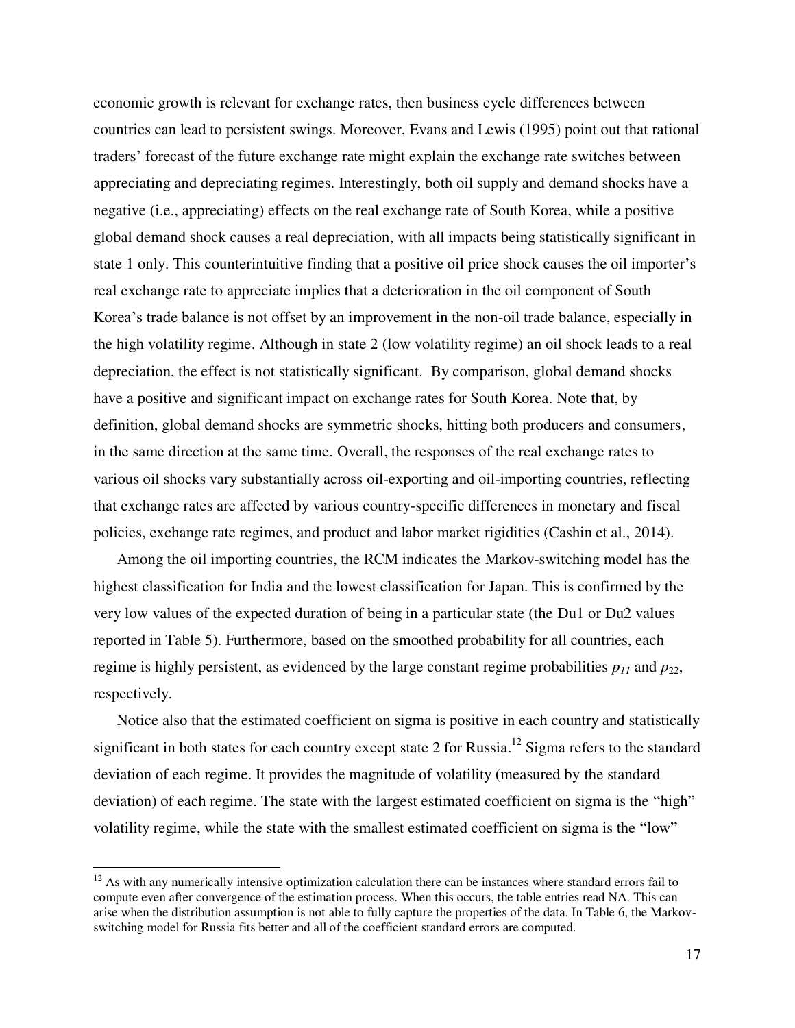economic growth is relevant for exchange rates, then business cycle differences between countries can lead to persistent swings. Moreover, Evans and Lewis (1995) point out that rational traders' forecast of the future exchange rate might explain the exchange rate switches between appreciating and depreciating regimes. Interestingly, both oil supply and demand shocks have a negative (i.e., appreciating) effects on the real exchange rate of South Korea, while a positive global demand shock causes a real depreciation, with all impacts being statistically significant in state 1 only. This counterintuitive finding that a positive oil price shock causes the oil importer's real exchange rate to appreciate implies that a deterioration in the oil component of South Korea's trade balance is not offset by an improvement in the non-oil trade balance, especially in the high volatility regime. Although in state 2 (low volatility regime) an oil shock leads to a real depreciation, the effect is not statistically significant. By comparison, global demand shocks have a positive and significant impact on exchange rates for South Korea. Note that, by definition, global demand shocks are symmetric shocks, hitting both producers and consumers, in the same direction at the same time. Overall, the responses of the real exchange rates to various oil shocks vary substantially across oil-exporting and oil-importing countries, reflecting that exchange rates are affected by various country-specific differences in monetary and fiscal policies, exchange rate regimes, and product and labor market rigidities (Cashin et al., 2014).

Among the oil importing countries, the RCM indicates the Markov-switching model has the highest classification for India and the lowest classification for Japan. This is confirmed by the very low values of the expected duration of being in a particular state (the Du1 or Du2 values reported in Table 5). Furthermore, based on the smoothed probability for all countries, each regime is highly persistent, as evidenced by the large constant regime probabilities $p_{11}$ and $p_{22}$, respectively.

Notice also that the estimated coefficient on sigma is positive in each country and statistically significant in both states for each country except state 2 for Russia.[12] Sigma refers to the standard deviation of each regime. It provides the magnitude of volatility (measured by the standard deviation) of each regime. The state with the largest estimated coefficient on sigma is the "high" volatility regime, while the state with the smallest estimated coefficient on sigma is the "low"

[12] As with any numerically intensive optimization calculation there can be instances where standard errors fail to compute even after convergence of the estimation process. When this occurs, the table entries read NA. This can arise when the distribution assumption is not able to fully capture the properties of the data. In Table 6, the Markov-switching model for Russia fits better and all of the coefficient standard errors are computed.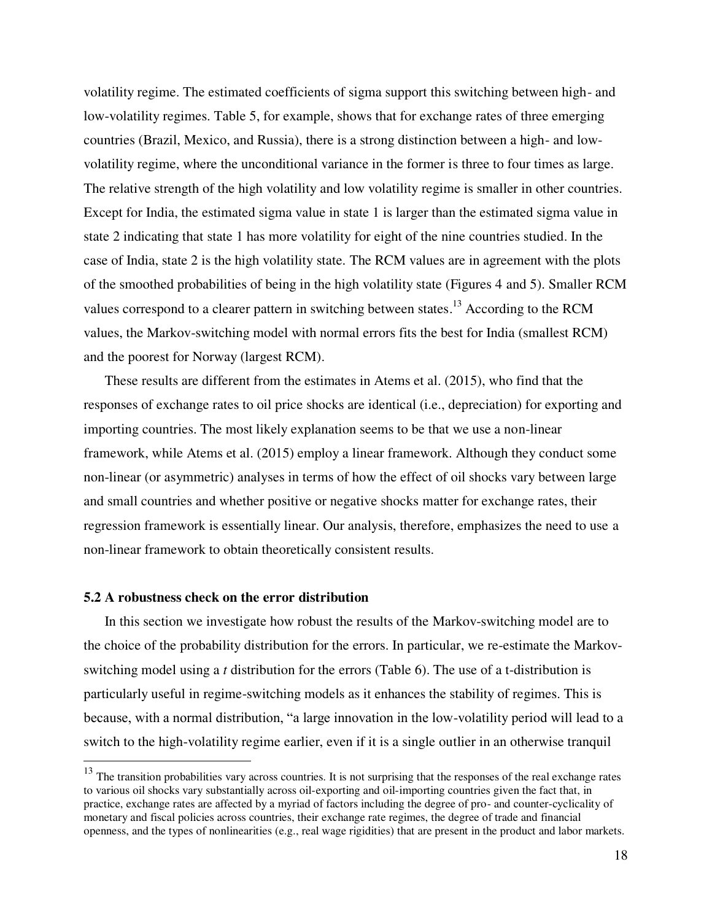volatility regime. The estimated coefficients of sigma support this switching between high- and low-volatility regimes. Table 5, for example, shows that for exchange rates of three emerging countries (Brazil, Mexico, and Russia), there is a strong distinction between a high- and low-volatility regime, where the unconditional variance in the former is three to four times as large. The relative strength of the high volatility and low volatility regime is smaller in other countries. Except for India, the estimated sigma value in state 1 is larger than the estimated sigma value in state 2 indicating that state 1 has more volatility for eight of the nine countries studied. In the case of India, state 2 is the high volatility state. The RCM values are in agreement with the plots of the smoothed probabilities of being in the high volatility state (Figures 4 and 5). Smaller RCM values correspond to a clearer pattern in switching between states.[13] According to the RCM values, the Markov-switching model with normal errors fits the best for India (smallest RCM) and the poorest for Norway (largest RCM).

These results are different from the estimates in Atems et al. (2015), who find that the responses of exchange rates to oil price shocks are identical (i.e., depreciation) for exporting and importing countries. The most likely explanation seems to be that we use a non-linear framework, while Atems et al. (2015) employ a linear framework. Although they conduct some non-linear (or asymmetric) analyses in terms of how the effect of oil shocks vary between large and small countries and whether positive or negative shocks matter for exchange rates, their regression framework is essentially linear. Our analysis, therefore, emphasizes the need to use a non-linear framework to obtain theoretically consistent results.

### 5.2 A robustness check on the error distribution

In this section we investigate how robust the results of the Markov-switching model are to the choice of the probability distribution for the errors. In particular, we re-estimate the Markov-switching model using a *t* distribution for the errors (Table 6). The use of a t-distribution is particularly useful in regime-switching models as it enhances the stability of regimes. This is because, with a normal distribution, "a large innovation in the low-volatility period will lead to a switch to the high-volatility regime earlier, even if it is a single outlier in an otherwise tranquil

[13] The transition probabilities vary across countries. It is not surprising that the responses of the real exchange rates to various oil shocks vary substantially across oil-exporting and oil-importing countries given the fact that, in practice, exchange rates are affected by a myriad of factors including the degree of pro- and counter-cyclicality of monetary and fiscal policies across countries, their exchange rate regimes, the degree of trade and financial openness, and the types of nonlinearities (e.g., real wage rigidities) that are present in the product and labor markets.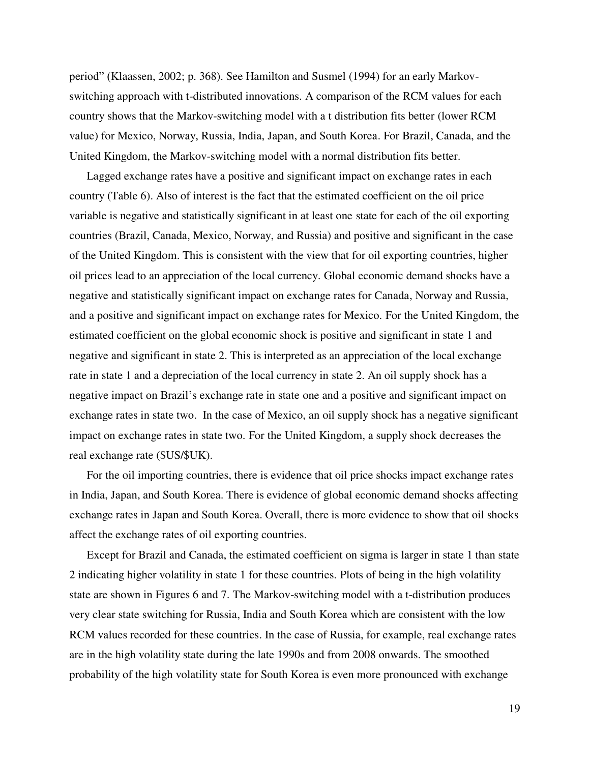period" (Klaassen, 2002; p. 368). See Hamilton and Susmel (1994) for an early Markov-switching approach with t-distributed innovations. A comparison of the RCM values for each country shows that the Markov-switching model with a t distribution fits better (lower RCM value) for Mexico, Norway, Russia, India, Japan, and South Korea. For Brazil, Canada, and the United Kingdom, the Markov-switching model with a normal distribution fits better.

Lagged exchange rates have a positive and significant impact on exchange rates in each country (Table 6). Also of interest is the fact that the estimated coefficient on the oil price variable is negative and statistically significant in at least one state for each of the oil exporting countries (Brazil, Canada, Mexico, Norway, and Russia) and positive and significant in the case of the United Kingdom. This is consistent with the view that for oil exporting countries, higher oil prices lead to an appreciation of the local currency. Global economic demand shocks have a negative and statistically significant impact on exchange rates for Canada, Norway and Russia, and a positive and significant impact on exchange rates for Mexico. For the United Kingdom, the estimated coefficient on the global economic shock is positive and significant in state 1 and negative and significant in state 2. This is interpreted as an appreciation of the local exchange rate in state 1 and a depreciation of the local currency in state 2. An oil supply shock has a negative impact on Brazil's exchange rate in state one and a positive and significant impact on exchange rates in state two. In the case of Mexico, an oil supply shock has a negative significant impact on exchange rates in state two. For the United Kingdom, a supply shock decreases the real exchange rate ($US/$UK).

For the oil importing countries, there is evidence that oil price shocks impact exchange rates in India, Japan, and South Korea. There is evidence of global economic demand shocks affecting exchange rates in Japan and South Korea. Overall, there is more evidence to show that oil shocks affect the exchange rates of oil exporting countries.

Except for Brazil and Canada, the estimated coefficient on sigma is larger in state 1 than state 2 indicating higher volatility in state 1 for these countries. Plots of being in the high volatility state are shown in Figures 6 and 7. The Markov-switching model with a t-distribution produces very clear state switching for Russia, India and South Korea which are consistent with the low RCM values recorded for these countries. In the case of Russia, for example, real exchange rates are in the high volatility state during the late 1990s and from 2008 onwards. The smoothed probability of the high volatility state for South Korea is even more pronounced with exchange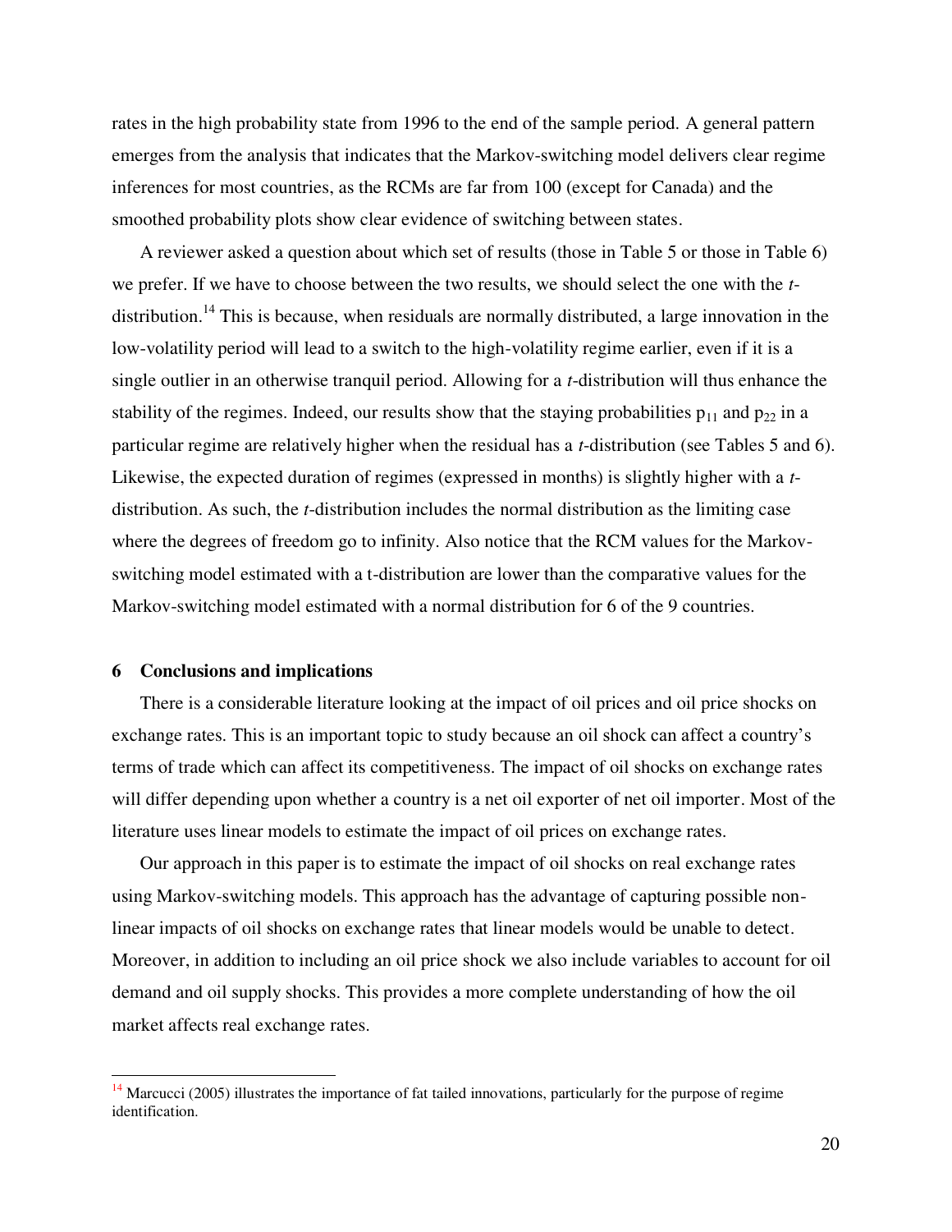rates in the high probability state from 1996 to the end of the sample period. A general pattern emerges from the analysis that indicates that the Markov-switching model delivers clear regime inferences for most countries, as the RCMs are far from 100 (except for Canada) and the smoothed probability plots show clear evidence of switching between states.

A reviewer asked a question about which set of results (those in Table 5 or those in Table 6) we prefer. If we have to choose between the two results, we should select the one with the *t*-distribution.[14] This is because, when residuals are normally distributed, a large innovation in the low-volatility period will lead to a switch to the high-volatility regime earlier, even if it is a single outlier in an otherwise tranquil period. Allowing for a *t*-distribution will thus enhance the stability of the regimes. Indeed, our results show that the staying probabilities $p_{11}$ and $p_{22}$ in a particular regime are relatively higher when the residual has a *t*-distribution (see Tables 5 and 6). Likewise, the expected duration of regimes (expressed in months) is slightly higher with a *t*-distribution. As such, the *t*-distribution includes the normal distribution as the limiting case where the degrees of freedom go to infinity. Also notice that the RCM values for the Markov-switching model estimated with a t-distribution are lower than the comparative values for the Markov-switching model estimated with a normal distribution for 6 of the 9 countries.

## 6 Conclusions and implications

There is a considerable literature looking at the impact of oil prices and oil price shocks on exchange rates. This is an important topic to study because an oil shock can affect a country's terms of trade which can affect its competitiveness. The impact of oil shocks on exchange rates will differ depending upon whether a country is a net oil exporter of net oil importer. Most of the literature uses linear models to estimate the impact of oil prices on exchange rates.

Our approach in this paper is to estimate the impact of oil shocks on real exchange rates using Markov-switching models. This approach has the advantage of capturing possible non-linear impacts of oil shocks on exchange rates that linear models would be unable to detect. Moreover, in addition to including an oil price shock we also include variables to account for oil demand and oil supply shocks. This provides a more complete understanding of how the oil market affects real exchange rates.

[14] Marcucci (2005) illustrates the importance of fat tailed innovations, particularly for the purpose of regime identification.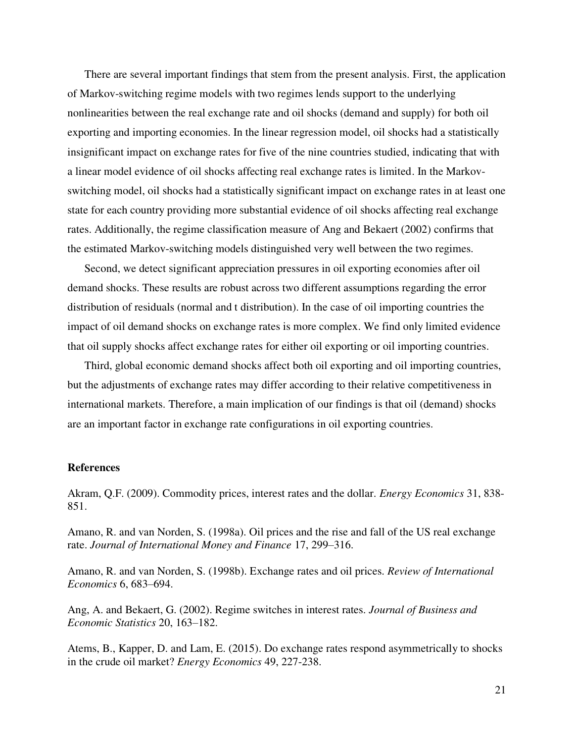There are several important findings that stem from the present analysis. First, the application of Markov-switching regime models with two regimes lends support to the underlying nonlinearities between the real exchange rate and oil shocks (demand and supply) for both oil exporting and importing economies. In the linear regression model, oil shocks had a statistically insignificant impact on exchange rates for five of the nine countries studied, indicating that with a linear model evidence of oil shocks affecting real exchange rates is limited. In the Markov-switching model, oil shocks had a statistically significant impact on exchange rates in at least one state for each country providing more substantial evidence of oil shocks affecting real exchange rates. Additionally, the regime classification measure of Ang and Bekaert (2002) confirms that the estimated Markov-switching models distinguished very well between the two regimes.

Second, we detect significant appreciation pressures in oil exporting economies after oil demand shocks. These results are robust across two different assumptions regarding the error distribution of residuals (normal and t distribution). In the case of oil importing countries the impact of oil demand shocks on exchange rates is more complex. We find only limited evidence that oil supply shocks affect exchange rates for either oil exporting or oil importing countries.

Third, global economic demand shocks affect both oil exporting and oil importing countries, but the adjustments of exchange rates may differ according to their relative competitiveness in international markets. Therefore, a main implication of our findings is that oil (demand) shocks are an important factor in exchange rate configurations in oil exporting countries.

**References**

Akram, Q.F. (2009). Commodity prices, interest rates and the dollar. *Energy Economics* 31, 838-851.

Amano, R. and van Norden, S. (1998a). Oil prices and the rise and fall of the US real exchange rate. *Journal of International Money and Finance* 17, 299–316.

Amano, R. and van Norden, S. (1998b). Exchange rates and oil prices. *Review of International Economics* 6, 683–694.

Ang, A. and Bekaert, G. (2002). Regime switches in interest rates. *Journal of Business and Economic Statistics* 20, 163–182.

Atems, B., Kapper, D. and Lam, E. (2015). Do exchange rates respond asymmetrically to shocks in the crude oil market? *Energy Economics* 49, 227-238.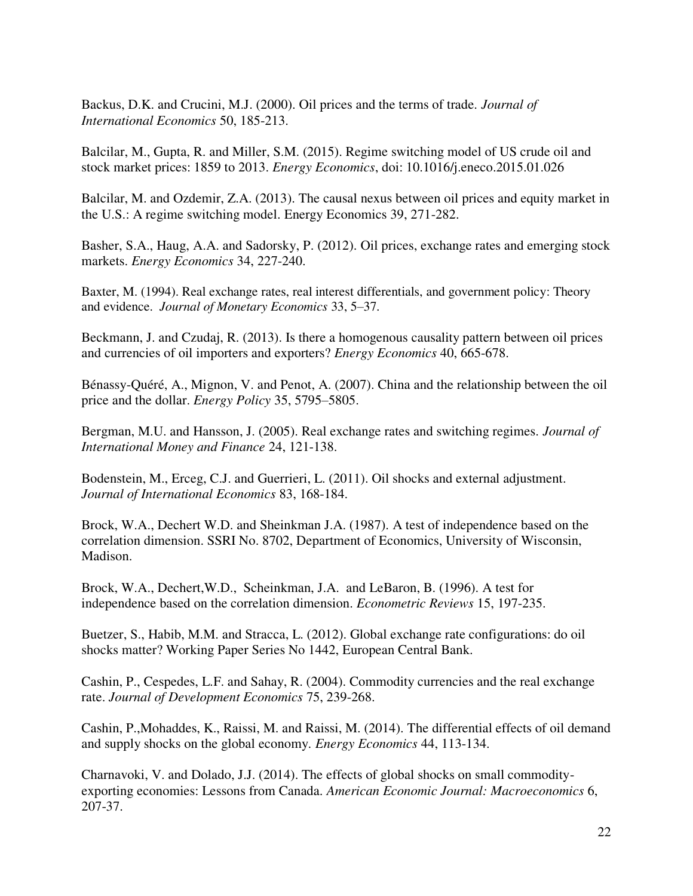Backus, D.K. and Crucini, M.J. (2000). Oil prices and the terms of trade. *Journal of International Economics* 50, 185-213.

Balcilar, M., Gupta, R. and Miller, S.M. (2015). Regime switching model of US crude oil and stock market prices: 1859 to 2013. *Energy Economics*, doi: 10.1016/j.eneco.2015.01.026

Balcilar, M. and Ozdemir, Z.A. (2013). The causal nexus between oil prices and equity market in the U.S.: A regime switching model. Energy Economics 39, 271-282.

Basher, S.A., Haug, A.A. and Sadorsky, P. (2012). Oil prices, exchange rates and emerging stock markets. *Energy Economics* 34, 227-240.

Baxter, M. (1994). Real exchange rates, real interest differentials, and government policy: Theory and evidence. *Journal of Monetary Economics* 33, 5–37.

Beckmann, J. and Czudaj, R. (2013). Is there a homogenous causality pattern between oil prices and currencies of oil importers and exporters? *Energy Economics* 40, 665-678.

Bénassy-Quéré, A., Mignon, V. and Penot, A. (2007). China and the relationship between the oil price and the dollar. *Energy Policy* 35, 5795–5805.

Bergman, M.U. and Hansson, J. (2005). Real exchange rates and switching regimes. *Journal of International Money and Finance* 24, 121-138.

Bodenstein, M., Erceg, C.J. and Guerrieri, L. (2011). Oil shocks and external adjustment. *Journal of International Economics* 83, 168-184.

Brock, W.A., Dechert W.D. and Sheinkman J.A. (1987). A test of independence based on the correlation dimension. SSRI No. 8702, Department of Economics, University of Wisconsin, Madison.

Brock, W.A., Dechert,W.D., Scheinkman, J.A. and LeBaron, B. (1996). A test for independence based on the correlation dimension. *Econometric Reviews* 15, 197-235.

Buetzer, S., Habib, M.M. and Stracca, L. (2012). Global exchange rate configurations: do oil shocks matter? Working Paper Series No 1442, European Central Bank.

Cashin, P., Cespedes, L.F. and Sahay, R. (2004). Commodity currencies and the real exchange rate. *Journal of Development Economics* 75, 239-268.

Cashin, P.,Mohaddes, K., Raissi, M. and Raissi, M. (2014). The differential effects of oil demand and supply shocks on the global economy. *Energy Economics* 44, 113-134.

Charnavoki, V. and Dolado, J.J. (2014). The effects of global shocks on small commodity-exporting economies: Lessons from Canada. *American Economic Journal: Macroeconomics* 6, 207-37.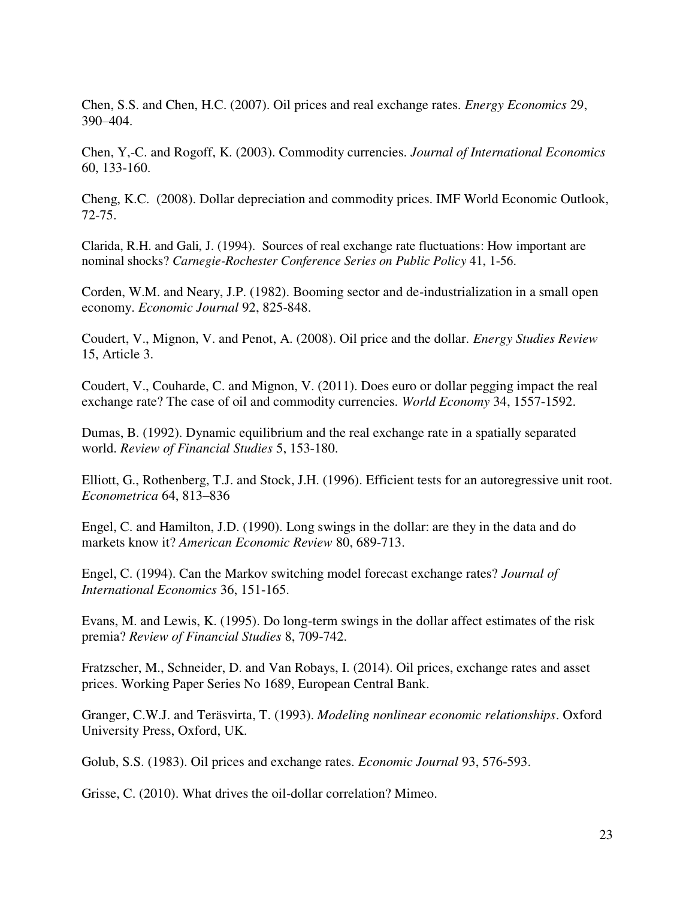Chen, S.S. and Chen, H.C. (2007). Oil prices and real exchange rates. *Energy Economics* 29, 390–404.

Chen, Y,-C. and Rogoff, K. (2003). Commodity currencies. *Journal of International Economics* 60, 133-160.

Cheng, K.C. (2008). Dollar depreciation and commodity prices. IMF World Economic Outlook, 72-75.

Clarida, R.H. and Gali, J. (1994). Sources of real exchange rate fluctuations: How important are nominal shocks? *Carnegie-Rochester Conference Series on Public Policy* 41, 1-56.

Corden, W.M. and Neary, J.P. (1982). Booming sector and de-industrialization in a small open economy. *Economic Journal* 92, 825-848.

Coudert, V., Mignon, V. and Penot, A. (2008). Oil price and the dollar. *Energy Studies Review* 15, Article 3.

Coudert, V., Couharde, C. and Mignon, V. (2011). Does euro or dollar pegging impact the real exchange rate? The case of oil and commodity currencies. *World Economy* 34, 1557-1592.

Dumas, B. (1992). Dynamic equilibrium and the real exchange rate in a spatially separated world. *Review of Financial Studies* 5, 153-180.

Elliott, G., Rothenberg, T.J. and Stock, J.H. (1996). Efficient tests for an autoregressive unit root. *Econometrica* 64, 813–836

Engel, C. and Hamilton, J.D. (1990). Long swings in the dollar: are they in the data and do markets know it? *American Economic Review* 80, 689-713.

Engel, C. (1994). Can the Markov switching model forecast exchange rates? *Journal of International Economics* 36, 151-165.

Evans, M. and Lewis, K. (1995). Do long-term swings in the dollar affect estimates of the risk premia? *Review of Financial Studies* 8, 709-742.

Fratzscher, M., Schneider, D. and Van Robays, I. (2014). Oil prices, exchange rates and asset prices. Working Paper Series No 1689, European Central Bank.

Granger, C.W.J. and Teräsvirta, T. (1993). *Modeling nonlinear economic relationships*. Oxford University Press, Oxford, UK.

Golub, S.S. (1983). Oil prices and exchange rates. *Economic Journal* 93, 576-593.

Grisse, C. (2010). What drives the oil-dollar correlation? Mimeo.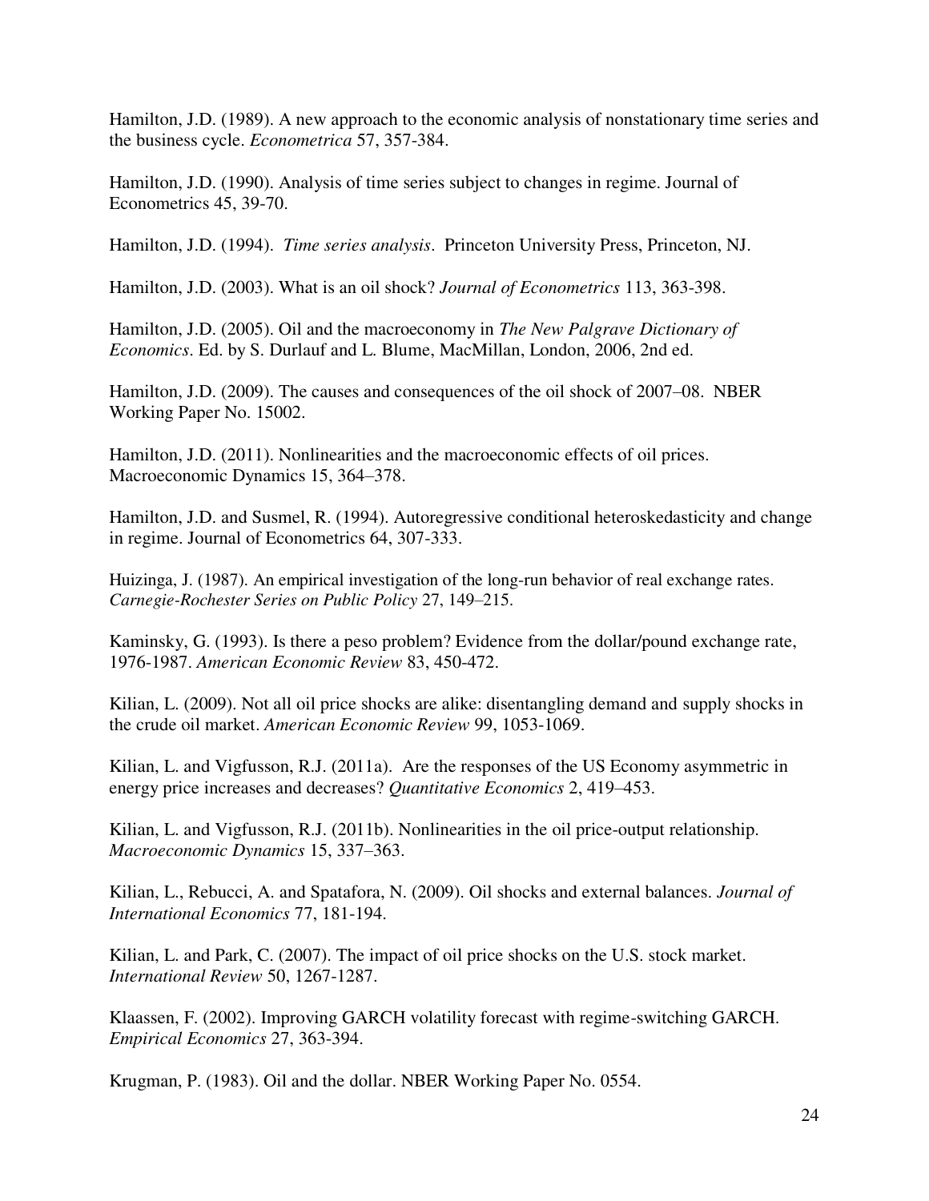Hamilton, J.D. (1989). A new approach to the economic analysis of nonstationary time series and the business cycle. *Econometrica* 57, 357-384.

Hamilton, J.D. (1990). Analysis of time series subject to changes in regime. Journal of Econometrics 45, 39-70.

Hamilton, J.D. (1994). *Time series analysis*. Princeton University Press, Princeton, NJ.

Hamilton, J.D. (2003). What is an oil shock? *Journal of Econometrics* 113, 363-398.

Hamilton, J.D. (2005). Oil and the macroeconomy in *The New Palgrave Dictionary of Economics*. Ed. by S. Durlauf and L. Blume, MacMillan, London, 2006, 2nd ed.

Hamilton, J.D. (2009). The causes and consequences of the oil shock of 2007–08. NBER Working Paper No. 15002.

Hamilton, J.D. (2011). Nonlinearities and the macroeconomic effects of oil prices. Macroeconomic Dynamics 15, 364–378.

Hamilton, J.D. and Susmel, R. (1994). Autoregressive conditional heteroskedasticity and change in regime. Journal of Econometrics 64, 307-333.

Huizinga, J. (1987). An empirical investigation of the long-run behavior of real exchange rates. *Carnegie-Rochester Series on Public Policy* 27, 149–215.

Kaminsky, G. (1993). Is there a peso problem? Evidence from the dollar/pound exchange rate, 1976-1987. *American Economic Review* 83, 450-472.

Kilian, L. (2009). Not all oil price shocks are alike: disentangling demand and supply shocks in the crude oil market. *American Economic Review* 99, 1053-1069.

Kilian, L. and Vigfusson, R.J. (2011a). Are the responses of the US Economy asymmetric in energy price increases and decreases? *Quantitative Economics* 2, 419–453.

Kilian, L. and Vigfusson, R.J. (2011b). Nonlinearities in the oil price-output relationship. *Macroeconomic Dynamics* 15, 337–363.

Kilian, L., Rebucci, A. and Spatafora, N. (2009). Oil shocks and external balances. *Journal of International Economics* 77, 181-194.

Kilian, L. and Park, C. (2007). The impact of oil price shocks on the U.S. stock market. *International Review* 50, 1267-1287.

Klaassen, F. (2002). Improving GARCH volatility forecast with regime-switching GARCH. *Empirical Economics* 27, 363-394.

Krugman, P. (1983). Oil and the dollar. NBER Working Paper No. 0554.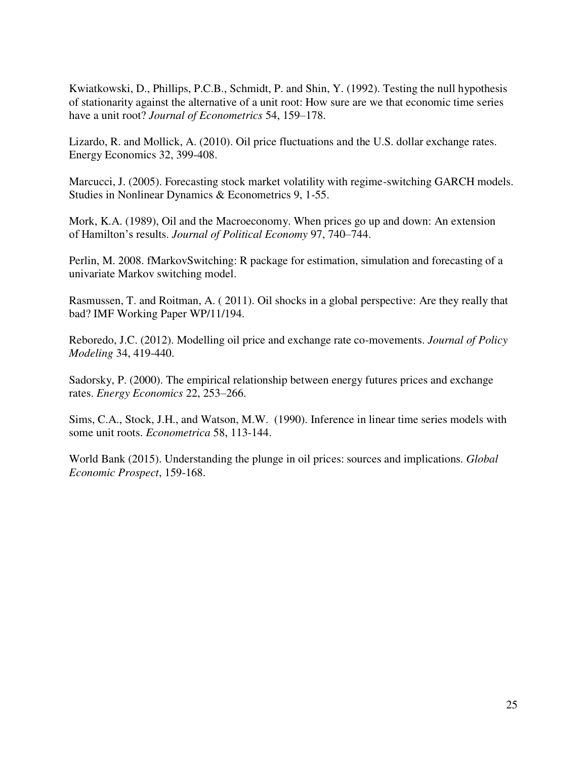Kwiatkowski, D., Phillips, P.C.B., Schmidt, P. and Shin, Y. (1992). Testing the null hypothesis of stationarity against the alternative of a unit root: How sure are we that economic time series have a unit root? *Journal of Econometrics* 54, 159–178.

Lizardo, R. and Mollick, A. (2010). Oil price fluctuations and the U.S. dollar exchange rates. Energy Economics 32, 399-408.

Marcucci, J. (2005). Forecasting stock market volatility with regime-switching GARCH models. Studies in Nonlinear Dynamics & Econometrics 9, 1-55.

Mork, K.A. (1989), Oil and the Macroeconomy. When prices go up and down: An extension of Hamilton's results. *Journal of Political Economy* 97, 740–744.

Perlin, M. 2008. fMarkovSwitching: R package for estimation, simulation and forecasting of a univariate Markov switching model.

Rasmussen, T. and Roitman, A. ( 2011). Oil shocks in a global perspective: Are they really that bad? IMF Working Paper WP/11/194.

Reboredo, J.C. (2012). Modelling oil price and exchange rate co-movements. *Journal of Policy Modeling* 34, 419-440.

Sadorsky, P. (2000). The empirical relationship between energy futures prices and exchange rates. *Energy Economics* 22, 253–266.

Sims, C.A., Stock, J.H., and Watson, M.W. (1990). Inference in linear time series models with some unit roots. *Econometrica* 58, 113-144.

World Bank (2015). Understanding the plunge in oil prices: sources and implications. *Global Economic Prospect*, 159-168.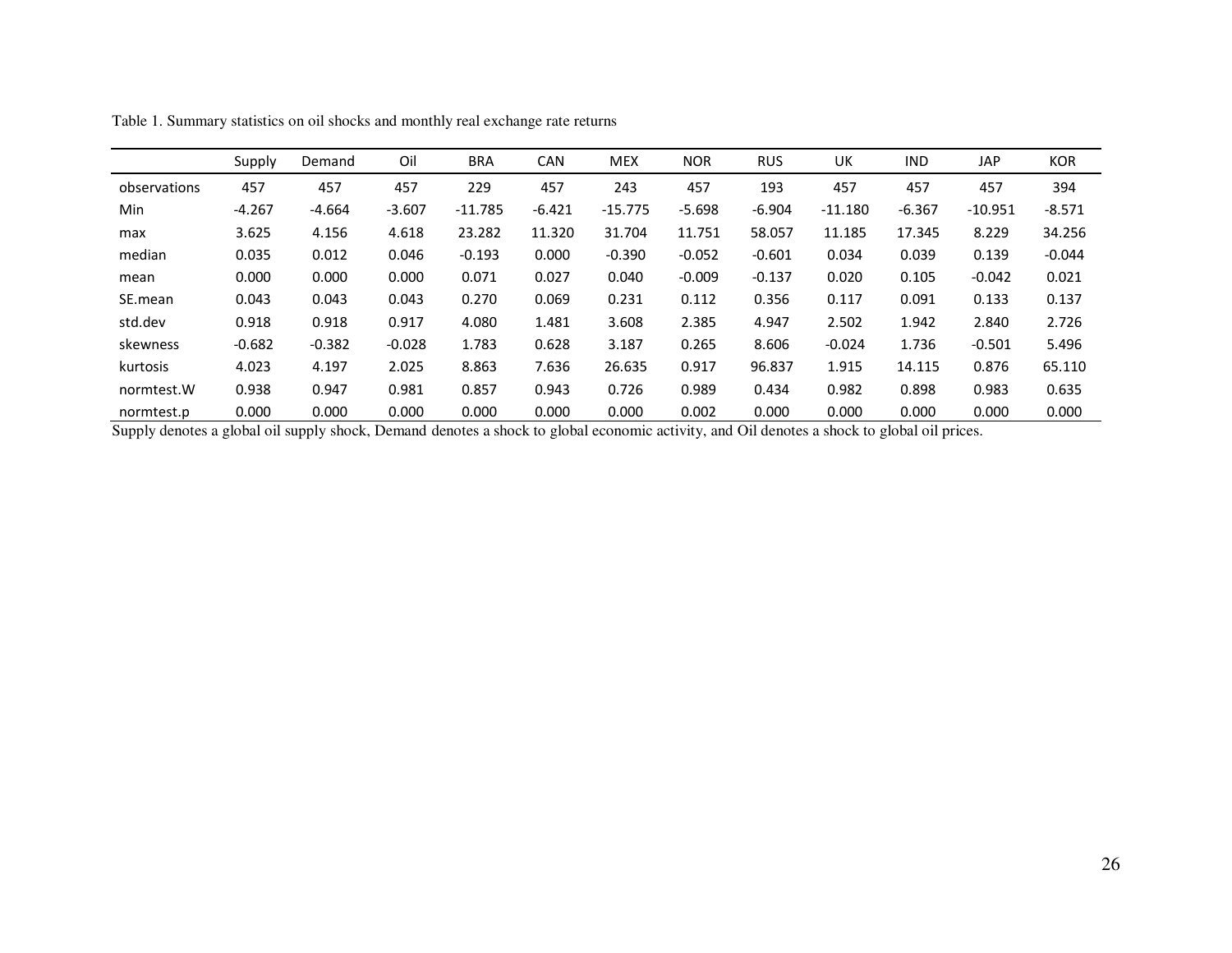Table 1. Summary statistics on oil shocks and monthly real exchange rate returns

| | Supply | Demand | Oil | BRA | CAN | MEX | NOR | RUS | UK | IND | JAP | KOR |
|---|---|---|---|---|---|---|---|---|---|---|---|---|
| observations | 457 | 457 | 457 | 229 | 457 | 243 | 457 | 193 | 457 | 457 | 457 | 394 |
| Min | -4.267 | -4.664 | -3.607 | -11.785 | -6.421 | -15.775 | -5.698 | -6.904 | -11.180 | -6.367 | -10.951 | -8.571 |
| max | 3.625 | 4.156 | 4.618 | 23.282 | 11.320 | 31.704 | 11.751 | 58.057 | 11.185 | 17.345 | 8.229 | 34.256 |
| median | 0.035 | 0.012 | 0.046 | -0.193 | 0.000 | -0.390 | -0.052 | -0.601 | 0.034 | 0.039 | 0.139 | -0.044 |
| mean | 0.000 | 0.000 | 0.000 | 0.071 | 0.027 | 0.040 | -0.009 | -0.137 | 0.020 | 0.105 | -0.042 | 0.021 |
| SE.mean | 0.043 | 0.043 | 0.043 | 0.270 | 0.069 | 0.231 | 0.112 | 0.356 | 0.117 | 0.091 | 0.133 | 0.137 |
| std.dev | 0.918 | 0.918 | 0.917 | 4.080 | 1.481 | 3.608 | 2.385 | 4.947 | 2.502 | 1.942 | 2.840 | 2.726 |
| skewness | -0.682 | -0.382 | -0.028 | 1.783 | 0.628 | 3.187 | 0.265 | 8.606 | -0.024 | 1.736 | -0.501 | 5.496 |
| kurtosis | 4.023 | 4.197 | 2.025 | 8.863 | 7.636 | 26.635 | 0.917 | 96.837 | 1.915 | 14.115 | 0.876 | 65.110 |
| normtest.W | 0.938 | 0.947 | 0.981 | 0.857 | 0.943 | 0.726 | 0.989 | 0.434 | 0.982 | 0.898 | 0.983 | 0.635 |
| normtest.p | 0.000 | 0.000 | 0.000 | 0.000 | 0.000 | 0.000 | 0.002 | 0.000 | 0.000 | 0.000 | 0.000 | 0.000 |

Supply denotes a global oil supply shock, Demand denotes a shock to global economic activity, and Oil denotes a shock to global oil prices.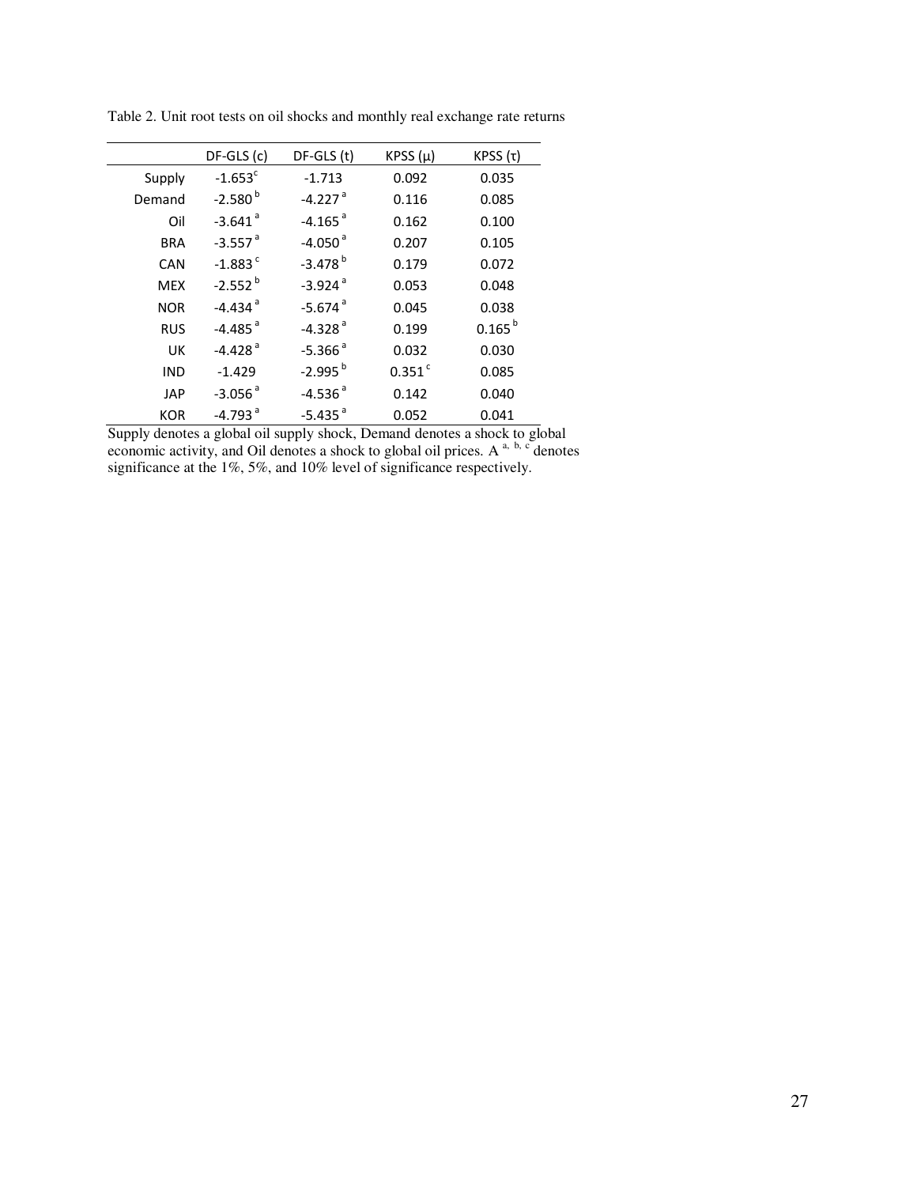Table 2. Unit root tests on oil shocks and monthly real exchange rate returns

| | DF-GLS (c) | DF-GLS (t) | KPSS (μ) | KPSS (τ) |
|---|---|---|---|---|
| Supply | -1.653[c] | -1.713 | 0.092 | 0.035 |
| Demand | -2.580[b] | -4.227[a] | 0.116 | 0.085 |
| Oil | -3.641[a] | -4.165[a] | 0.162 | 0.100 |
| BRA | -3.557[a] | -4.050[a] | 0.207 | 0.105 |
| CAN | -1.883[c] | -3.478[b] | 0.179 | 0.072 |
| MEX | -2.552[b] | -3.924[a] | 0.053 | 0.048 |
| NOR | -4.434[a] | -5.674[a] | 0.045 | 0.038 |
| RUS | -4.485[a] | -4.328[a] | 0.199 | 0.165[b] |
| UK | -4.428[a] | -5.366[a] | 0.032 | 0.030 |
| IND | -1.429 | -2.995[b] | 0.351[c] | 0.085 |
| JAP | -3.056[a] | -4.536[a] | 0.142 | 0.040 |
| KOR | -4.793[a] | -5.435[a] | 0.052 | 0.041 |

Supply denotes a global oil supply shock, Demand denotes a shock to global economic activity, and Oil denotes a shock to global oil prices. A [a, b, c] denotes significance at the 1%, 5%, and 10% level of significance respectively.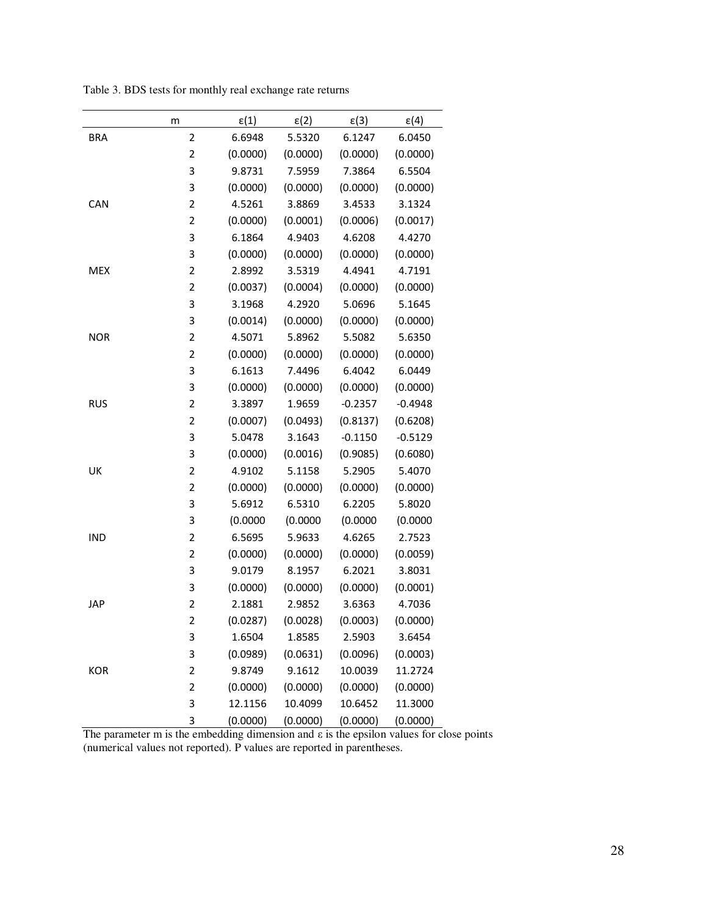Table 3. BDS tests for monthly real exchange rate returns

| | m | ε(1) | ε(2) | ε(3) | ε(4) |
|---|---|---|---|---|---|
| BRA | 2 | 6.6948 | 5.5320 | 6.1247 | 6.0450 |
| | 2 | (0.0000) | (0.0000) | (0.0000) | (0.0000) |
| | 3 | 9.8731 | 7.5959 | 7.3864 | 6.5504 |
| | 3 | (0.0000) | (0.0000) | (0.0000) | (0.0000) |
| CAN | 2 | 4.5261 | 3.8869 | 3.4533 | 3.1324 |
| | 2 | (0.0000) | (0.0001) | (0.0006) | (0.0017) |
| | 3 | 6.1864 | 4.9403 | 4.6208 | 4.4270 |
| | 3 | (0.0000) | (0.0000) | (0.0000) | (0.0000) |
| MEX | 2 | 2.8992 | 3.5319 | 4.4941 | 4.7191 |
| | 2 | (0.0037) | (0.0004) | (0.0000) | (0.0000) |
| | 3 | 3.1968 | 4.2920 | 5.0696 | 5.1645 |
| | 3 | (0.0014) | (0.0000) | (0.0000) | (0.0000) |
| NOR | 2 | 4.5071 | 5.8962 | 5.5082 | 5.6350 |
| | 2 | (0.0000) | (0.0000) | (0.0000) | (0.0000) |
| | 3 | 6.1613 | 7.4496 | 6.4042 | 6.0449 |
| | 3 | (0.0000) | (0.0000) | (0.0000) | (0.0000) |
| RUS | 2 | 3.3897 | 1.9659 | -0.2357 | -0.4948 |
| | 2 | (0.0007) | (0.0493) | (0.8137) | (0.6208) |
| | 3 | 5.0478 | 3.1643 | -0.1150 | -0.5129 |
| | 3 | (0.0000) | (0.0016) | (0.9085) | (0.6080) |
| UK | 2 | 4.9102 | 5.1158 | 5.2905 | 5.4070 |
| | 2 | (0.0000) | (0.0000) | (0.0000) | (0.0000) |
| | 3 | 5.6912 | 6.5310 | 6.2205 | 5.8020 |
| | 3 | (0.0000 | (0.0000 | (0.0000 | (0.0000 |
| IND | 2 | 6.5695 | 5.9633 | 4.6265 | 2.7523 |
| | 2 | (0.0000) | (0.0000) | (0.0000) | (0.0059) |
| | 3 | 9.0179 | 8.1957 | 6.2021 | 3.8031 |
| | 3 | (0.0000) | (0.0000) | (0.0000) | (0.0001) |
| JAP | 2 | 2.1881 | 2.9852 | 3.6363 | 4.7036 |
| | 2 | (0.0287) | (0.0028) | (0.0003) | (0.0000) |
| | 3 | 1.6504 | 1.8585 | 2.5903 | 3.6454 |
| | 3 | (0.0989) | (0.0631) | (0.0096) | (0.0003) |
| KOR | 2 | 9.8749 | 9.1612 | 10.0039 | 11.2724 |
| | 2 | (0.0000) | (0.0000) | (0.0000) | (0.0000) |
| | 3 | 12.1156 | 10.4099 | 10.6452 | 11.3000 |
| | 3 | (0.0000) | (0.0000) | (0.0000) | (0.0000) |

The parameter m is the embedding dimension and ε is the epsilon values for close points (numerical values not reported). P values are reported in parentheses.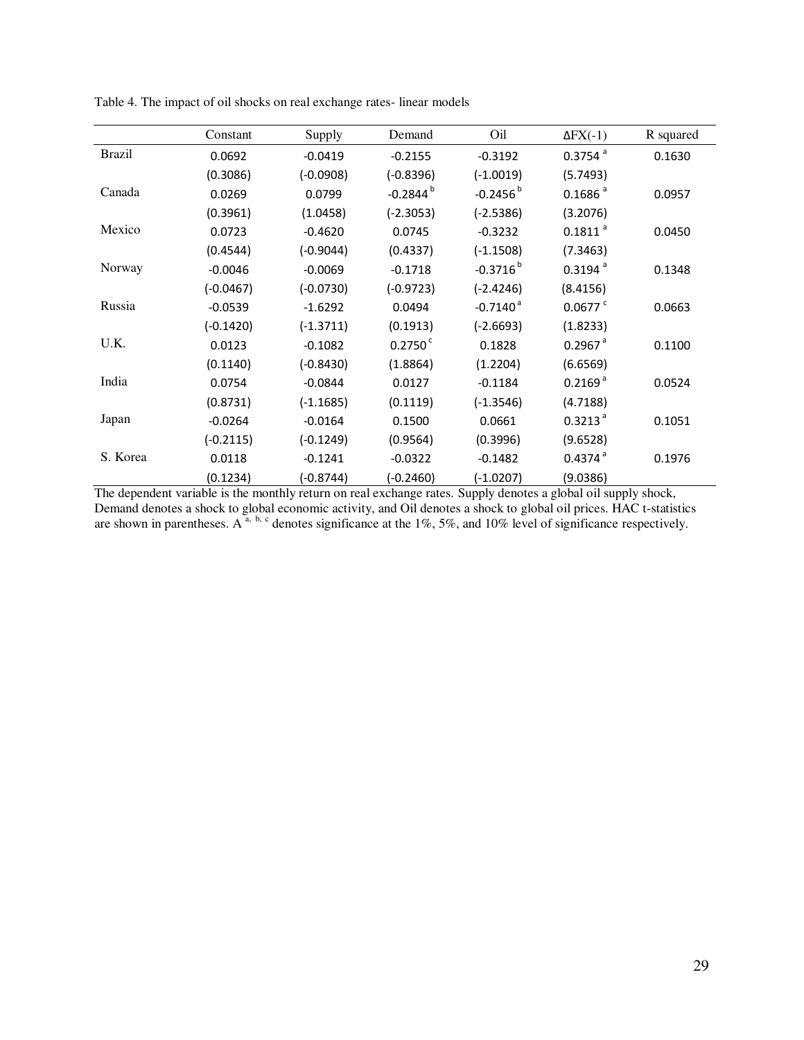Table 4. The impact of oil shocks on real exchange rates- linear models

| | Constant | Supply | Demand | Oil | ΔFX(-1) | R squared |
|---|---|---|---|---|---|---|
| Brazil | 0.0692 | -0.0419 | -0.2155 | -0.3192 | 0.3754 [a] | 0.1630 |
| | (0.3086) | (-0.0908) | (-0.8396) | (-1.0019) | (5.7493) | |
| Canada | 0.0269 | 0.0799 | -0.2844 [b] | -0.2456 [b] | 0.1686 [a] | 0.0957 |
| | (0.3961) | (1.0458) | (-2.3053) | (-2.5386) | (3.2076) | |
| Mexico | 0.0723 | -0.4620 | 0.0745 | -0.3232 | 0.1811 [a] | 0.0450 |
| | (0.4544) | (-0.9044) | (0.4337) | (-1.1508) | (7.3463) | |
| Norway | -0.0046 | -0.0069 | -0.1718 | -0.3716 [b] | 0.3194 [a] | 0.1348 |
| | (-0.0467) | (-0.0730) | (-0.9723) | (-2.4246) | (8.4156) | |
| Russia | -0.0539 | -1.6292 | 0.0494 | -0.7140 [a] | 0.0677 [c] | 0.0663 |
| | (-0.1420) | (-1.3711) | (0.1913) | (-2.6693) | (1.8233) | |
| U.K. | 0.0123 | -0.1082 | 0.2750 [c] | 0.1828 | 0.2967 [a] | 0.1100 |
| | (0.1140) | (-0.8430) | (1.8864) | (1.2204) | (6.6569) | |
| India | 0.0754 | -0.0844 | 0.0127 | -0.1184 | 0.2169 [a] | 0.0524 |
| | (0.8731) | (-1.1685) | (0.1119) | (-1.3546) | (4.7188) | |
| Japan | -0.0264 | -0.0164 | 0.1500 | 0.0661 | 0.3213 [a] | 0.1051 |
| | (-0.2115) | (-0.1249) | (0.9564) | (0.3996) | (9.6528) | |
| S. Korea | 0.0118 | -0.1241 | -0.0322 | -0.1482 | 0.4374 [a] | 0.1976 |
| | (0.1234) | (-0.8744) | (-0.2460) | (-1.0207) | (9.0386) | |

The dependent variable is the monthly return on real exchange rates. Supply denotes a global oil supply shock, Demand denotes a shock to global economic activity, and Oil denotes a shock to global oil prices. HAC t-statistics are shown in parentheses. A [a, b, c] denotes significance at the 1%, 5%, and 10% level of significance respectively.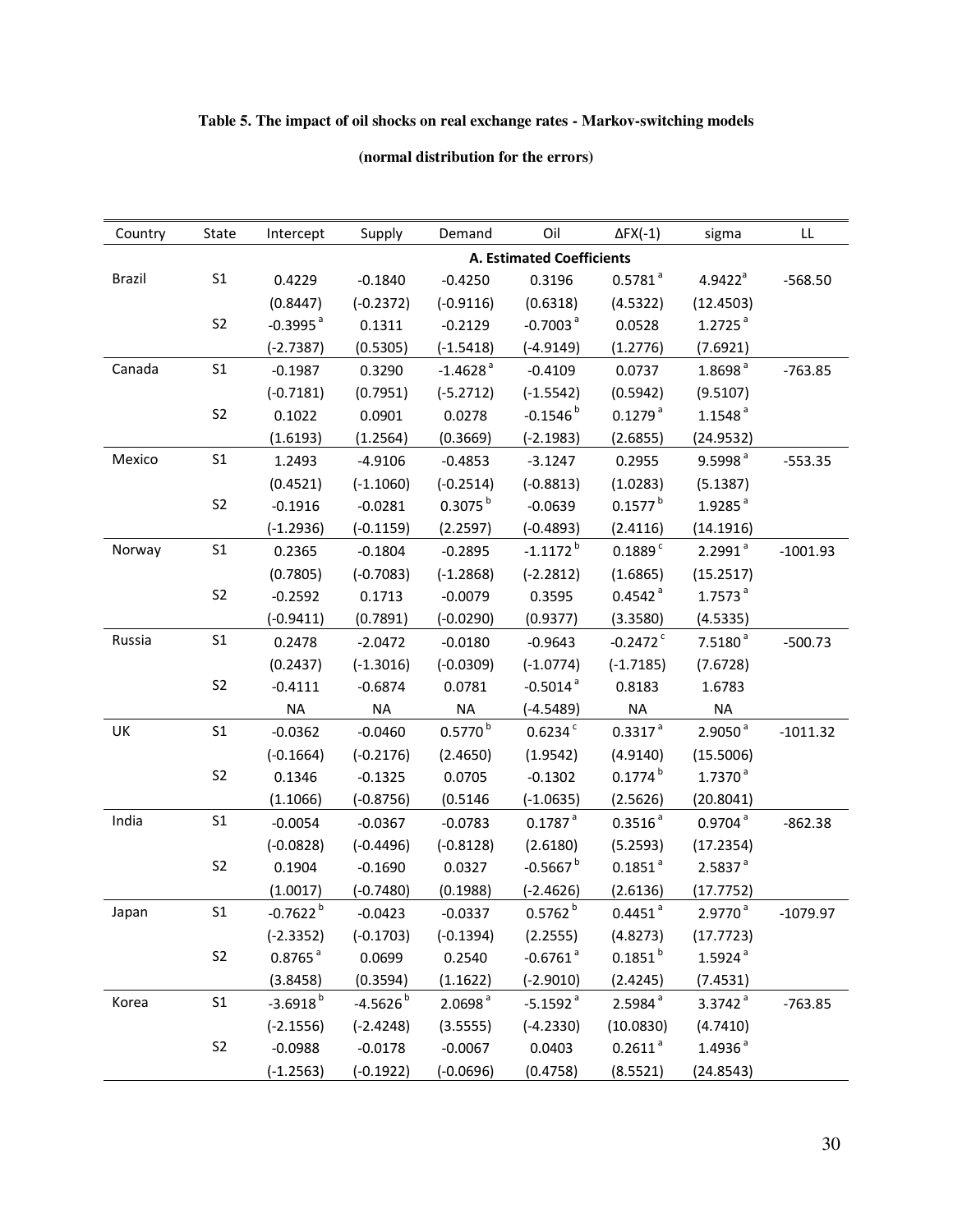**Table 5. The impact of oil shocks on real exchange rates - Markov-switching models**

**(normal distribution for the errors)**

| Country | State | Intercept | Supply | Demand | Oil | ΔFX(-1) | sigma | LL |
|---|---|---|---|---|---|---|---|---|
| | | | | A. Estimated Coefficients | | | | |
| Brazil | S1 | 0.4229 | -0.1840 | -0.4250 | 0.3196 | 0.5781 [a] | 4.9422[a] | -568.50 |
| | | (0.8447) | (-0.2372) | (-0.9116) | (0.6318) | (4.5322) | (12.4503) | |
| | S2 | -0.3995 [a] | 0.1311 | -0.2129 | -0.7003 [a] | 0.0528 | 1.2725 [a] | |
| | | (-2.7387) | (0.5305) | (-1.5418) | (-4.9149) | (1.2776) | (7.6921) | |
| Canada | S1 | -0.1987 | 0.3290 | -1.4628 [a] | -0.4109 | 0.0737 | 1.8698 [a] | -763.85 |
| | | (-0.7181) | (0.7951) | (-5.2712) | (-1.5542) | (0.5942) | (9.5107) | |
| | S2 | 0.1022 | 0.0901 | 0.0278 | -0.1546 [b] | 0.1279 [a] | 1.1548 [a] | |
| | | (1.6193) | (1.2564) | (0.3669) | (-2.1983) | (2.6855) | (24.9532) | |
| Mexico | S1 | 1.2493 | -4.9106 | -0.4853 | -3.1247 | 0.2955 | 9.5998 [a] | -553.35 |
| | | (0.4521) | (-1.1060) | (-0.2514) | (-0.8813) | (1.0283) | (5.1387) | |
| | S2 | -0.1916 | -0.0281 | 0.3075 [b] | -0.0639 | 0.1577 [b] | 1.9285 [a] | |
| | | (-1.2936) | (-0.1159) | (2.2597) | (-0.4893) | (2.4116) | (14.1916) | |
| Norway | S1 | 0.2365 | -0.1804 | -0.2895 | -1.1172 [b] | 0.1889 [c] | 2.2991 [a] | -1001.93 |
| | | (0.7805) | (-0.7083) | (-1.2868) | (-2.2812) | (1.6865) | (15.2517) | |
| | S2 | -0.2592 | 0.1713 | -0.0079 | 0.3595 | 0.4542 [a] | 1.7573 [a] | |
| | | (-0.9411) | (0.7891) | (-0.0290) | (0.9377) | (3.3580) | (4.5335) | |
| Russia | S1 | 0.2478 | -2.0472 | -0.0180 | -0.9643 | -0.2472 [c] | 7.5180 [a] | -500.73 |
| | | (0.2437) | (-1.3016) | (-0.0309) | (-1.0774) | (-1.7185) | (7.6728) | |
| | S2 | -0.4111 | -0.6874 | 0.0781 | -0.5014 [a] | 0.8183 | 1.6783 | |
| | | NA | NA | NA | (-4.5489) | NA | NA | |
| UK | S1 | -0.0362 | -0.0460 | 0.5770 [b] | 0.6234 [c] | 0.3317 [a] | 2.9050 [a] | -1011.32 |
| | | (-0.1664) | (-0.2176) | (2.4650) | (1.9542) | (4.9140) | (15.5006) | |
| | S2 | 0.1346 | -0.1325 | 0.0705 | -0.1302 | 0.1774 [b] | 1.7370 [a] | |
| | | (1.1066) | (-0.8756) | (0.5146 | (-1.0635) | (2.5626) | (20.8041) | |
| India | S1 | -0.0054 | -0.0367 | -0.0783 | 0.1787 [a] | 0.3516 [a] | 0.9704 [a] | -862.38 |
| | | (-0.0828) | (-0.4496) | (-0.8128) | (2.6180) | (5.2593) | (17.2354) | |
| | S2 | 0.1904 | -0.1690 | 0.0327 | -0.5667 [b] | 0.1851 [a] | 2.5837 [a] | |
| | | (1.0017) | (-0.7480) | (0.1988) | (-2.4626) | (2.6136) | (17.7752) | |
| Japan | S1 | -0.7622 [b] | -0.0423 | -0.0337 | 0.5762 [b] | 0.4451 [a] | 2.9770 [a] | -1079.97 |
| | | (-2.3352) | (-0.1703) | (-0.1394) | (2.2555) | (4.8273) | (17.7723) | |
| | S2 | 0.8765 [a] | 0.0699 | 0.2540 | -0.6761 [a] | 0.1851 [b] | 1.5924 [a] | |
| | | (3.8458) | (0.3594) | (1.1622) | (-2.9010) | (2.4245) | (7.4531) | |
| Korea | S1 | -3.6918 [b] | -4.5626 [b] | 2.0698 [a] | -5.1592 [a] | 2.5984 [a] | 3.3742 [a] | -763.85 |
| | | (-2.1556) | (-2.4248) | (3.5555) | (-4.2330) | (10.0830) | (4.7410) | |
| | S2 | -0.0988 | -0.0178 | -0.0067 | 0.0403 | 0.2611 [a] | 1.4936 [a] | |
| | | (-1.2563) | (-0.1922) | (-0.0696) | (0.4758) | (8.5521) | (24.8543) | |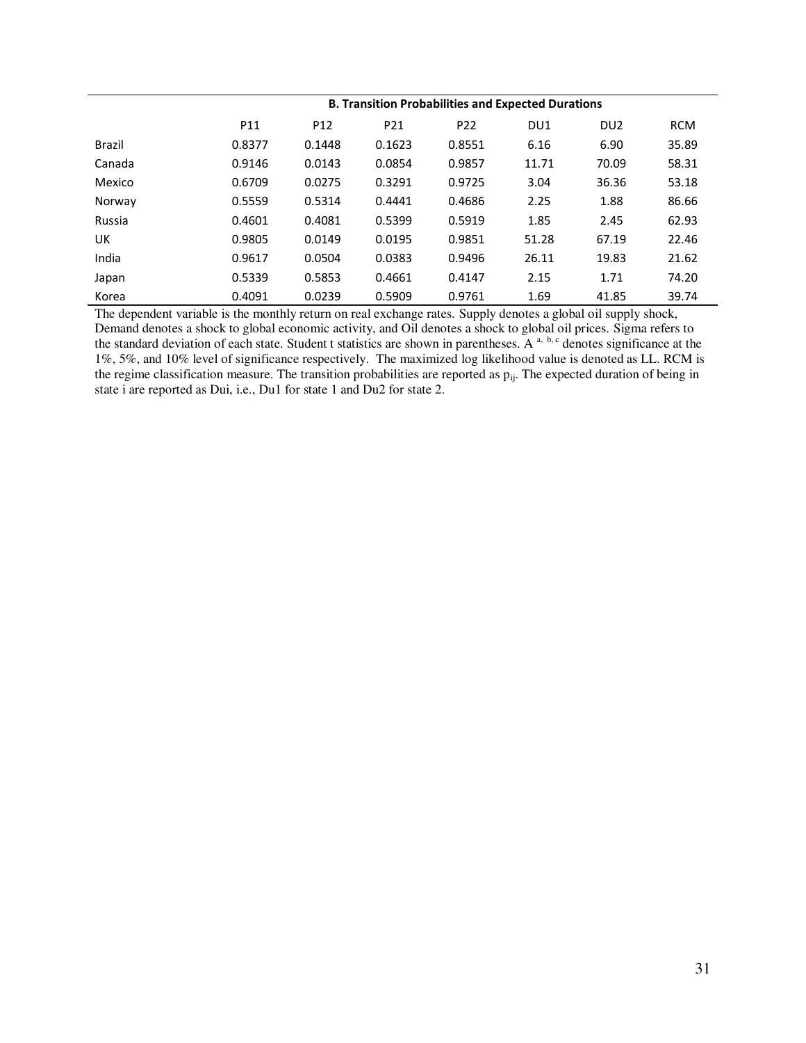| | B. Transition Probabilities and Expected Durations | | | | | | |
|---|---|---|---|---|---|---|---|
| | P11 | P12 | P21 | P22 | DU1 | DU2 | RCM |
| Brazil | 0.8377 | 0.1448 | 0.1623 | 0.8551 | 6.16 | 6.90 | 35.89 |
| Canada | 0.9146 | 0.0143 | 0.0854 | 0.9857 | 11.71 | 70.09 | 58.31 |
| Mexico | 0.6709 | 0.0275 | 0.3291 | 0.9725 | 3.04 | 36.36 | 53.18 |
| Norway | 0.5559 | 0.5314 | 0.4441 | 0.4686 | 2.25 | 1.88 | 86.66 |
| Russia | 0.4601 | 0.4081 | 0.5399 | 0.5919 | 1.85 | 2.45 | 62.93 |
| UK | 0.9805 | 0.0149 | 0.0195 | 0.9851 | 51.28 | 67.19 | 22.46 |
| India | 0.9617 | 0.0504 | 0.0383 | 0.9496 | 26.11 | 19.83 | 21.62 |
| Japan | 0.5339 | 0.5853 | 0.4661 | 0.4147 | 2.15 | 1.71 | 74.20 |
| Korea | 0.4091 | 0.0239 | 0.5909 | 0.9761 | 1.69 | 41.85 | 39.74 |

The dependent variable is the monthly return on real exchange rates. Supply denotes a global oil supply shock, Demand denotes a shock to global economic activity, and Oil denotes a shock to global oil prices. Sigma refers to the standard deviation of each state. Student t statistics are shown in parentheses. A [a, b, c] denotes significance at the 1%, 5%, and 10% level of significance respectively. The maximized log likelihood value is denoted as LL. RCM is the regime classification measure. The transition probabilities are reported as $p_{ij}$. The expected duration of being in state i are reported as Dui, i.e., Du1 for state 1 and Du2 for state 2.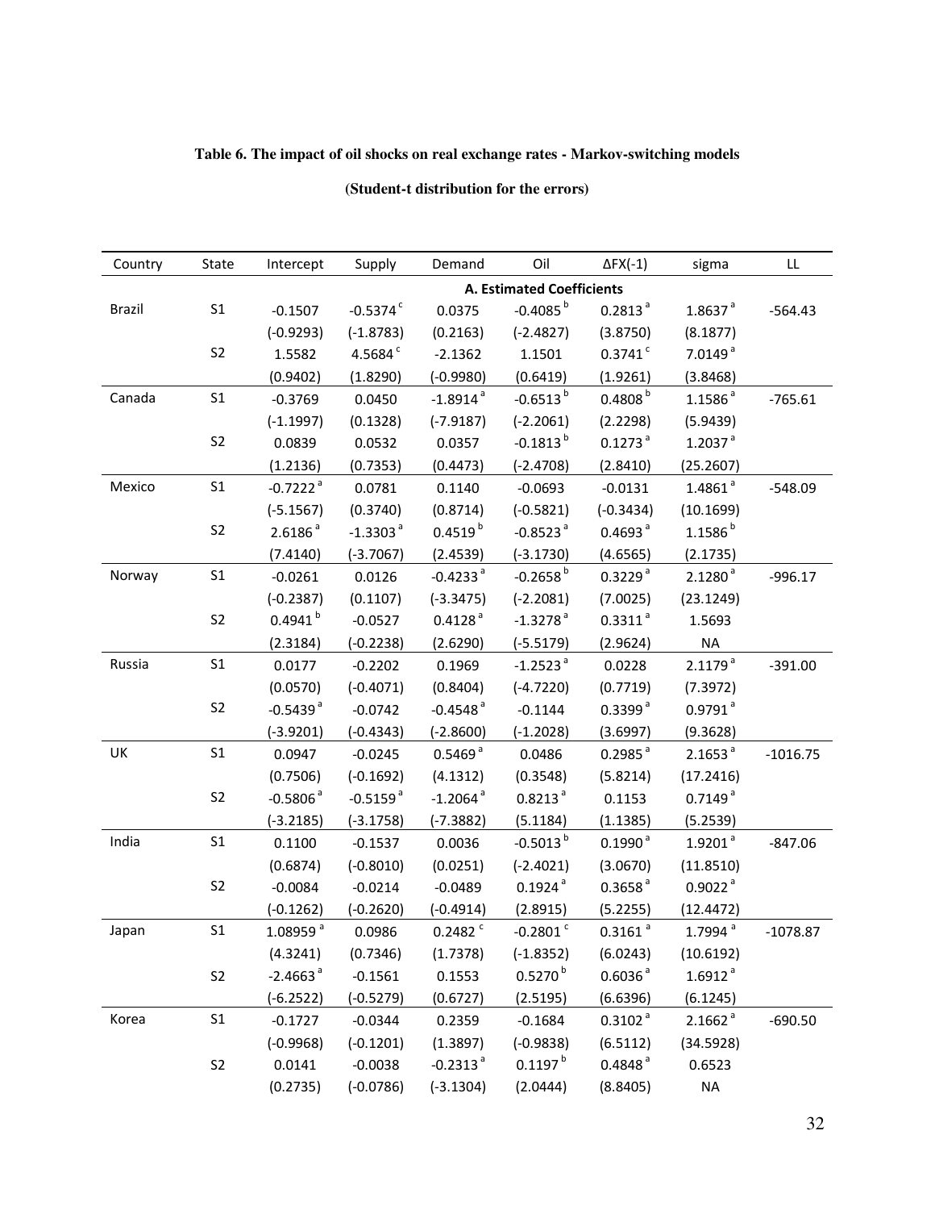**Table 6. The impact of oil shocks on real exchange rates - Markov-switching models**

**(Student-t distribution for the errors)**

| Country | State | Intercept | Supply | Demand | Oil | ΔFX(-1) | sigma | LL |
|---|---|---|---|---|---|---|---|---|
| | | | | **A. Estimated Coefficients** | | | | |
| Brazil | S1 | -0.1507 | -0.5374 [c] | 0.0375 | -0.4085 [b] | 0.2813 [a] | 1.8637 [a] | -564.43 |
| | | (-0.9293) | (-1.8783) | (0.2163) | (-2.4827) | (3.8750) | (8.1877) | |
| | S2 | 1.5582 | 4.5684 [c] | -2.1362 | 1.1501 | 0.3741 [c] | 7.0149 [a] | |
| | | (0.9402) | (1.8290) | (-0.9980) | (0.6419) | (1.9261) | (3.8468) | |
| Canada | S1 | -0.3769 | 0.0450 | -1.8914 [a] | -0.6513 [b] | 0.4808 [b] | 1.1586 [a] | -765.61 |
| | | (-1.1997) | (0.1328) | (-7.9187) | (-2.2061) | (2.2298) | (5.9439) | |
| | S2 | 0.0839 | 0.0532 | 0.0357 | -0.1813 [b] | 0.1273 [a] | 1.2037 [a] | |
| | | (1.2136) | (0.7353) | (0.4473) | (-2.4708) | (2.8410) | (25.2607) | |
| Mexico | S1 | -0.7222 [a] | 0.0781 | 0.1140 | -0.0693 | -0.0131 | 1.4861 [a] | -548.09 |
| | | (-5.1567) | (0.3740) | (0.8714) | (-0.5821) | (-0.3434) | (10.1699) | |
| | S2 | 2.6186 [a] | -1.3303 [a] | 0.4519 [b] | -0.8523 [a] | 0.4693 [a] | 1.1586 [b] | |
| | | (7.4140) | (-3.7067) | (2.4539) | (-3.1730) | (4.6565) | (2.1735) | |
| Norway | S1 | -0.0261 | 0.0126 | -0.4233 [a] | -0.2658 [b] | 0.3229 [a] | 2.1280 [a] | -996.17 |
| | | (-0.2387) | (0.1107) | (-3.3475) | (-2.2081) | (7.0025) | (23.1249) | |
| | S2 | 0.4941 [b] | -0.0527 | 0.4128 [a] | -1.3278 [a] | 0.3311 [a] | 1.5693 | |
| | | (2.3184) | (-0.2238) | (2.6290) | (-5.5179) | (2.9624) | NA | |
| Russia | S1 | 0.0177 | -0.2202 | 0.1969 | -1.2523 [a] | 0.0228 | 2.1179 [a] | -391.00 |
| | | (0.0570) | (-0.4071) | (0.8404) | (-4.7220) | (0.7719) | (7.3972) | |
| | S2 | -0.5439 [a] | -0.0742 | -0.4548 [a] | -0.1144 | 0.3399 [a] | 0.9791 [a] | |
| | | (-3.9201) | (-0.4343) | (-2.8600) | (-1.2028) | (3.6997) | (9.3628) | |
| UK | S1 | 0.0947 | -0.0245 | 0.5469 [a] | 0.0486 | 0.2985 [a] | 2.1653 [a] | -1016.75 |
| | | (0.7506) | (-0.1692) | (4.1312) | (0.3548) | (5.8214) | (17.2416) | |
| | S2 | -0.5806 [a] | -0.5159 [a] | -1.2064 [a] | 0.8213 [a] | 0.1153 | 0.7149 [a] | |
| | | (-3.2185) | (-3.1758) | (-7.3882) | (5.1184) | (1.1385) | (5.2539) | |
| India | S1 | 0.1100 | -0.1537 | 0.0036 | -0.5013 [b] | 0.1990 [a] | 1.9201 [a] | -847.06 |
| | | (0.6874) | (-0.8010) | (0.0251) | (-2.4021) | (3.0670) | (11.8510) | |
| | S2 | -0.0084 | -0.0214 | -0.0489 | 0.1924 [a] | 0.3658 [a] | 0.9022 [a] | |
| | | (-0.1262) | (-0.2620) | (-0.4914) | (2.8915) | (5.2255) | (12.4472) | |
| Japan | S1 | 1.08959 [a] | 0.0986 | 0.2482 [c] | -0.2801 [c] | 0.3161 [a] | 1.7994 [a] | -1078.87 |
| | | (4.3241) | (0.7346) | (1.7378) | (-1.8352) | (6.0243) | (10.6192) | |
| | S2 | -2.4663 [a] | -0.1561 | 0.1553 | 0.5270 [b] | 0.6036 [a] | 1.6912 [a] | |
| | | (-6.2522) | (-0.5279) | (0.6727) | (2.5195) | (6.6396) | (6.1245) | |
| Korea | S1 | -0.1727 | -0.0344 | 0.2359 | -0.1684 | 0.3102 [a] | 2.1662 [a] | -690.50 |
| | | (-0.9968) | (-0.1201) | (1.3897) | (-0.9838) | (6.5112) | (34.5928) | |
| | S2 | 0.0141 | -0.0038 | -0.2313 [a] | 0.1197 [b] | 0.4848 [a] | 0.6523 | |
| | | (0.2735) | (-0.0786) | (-3.1304) | (2.0444) | (8.8405) | NA | |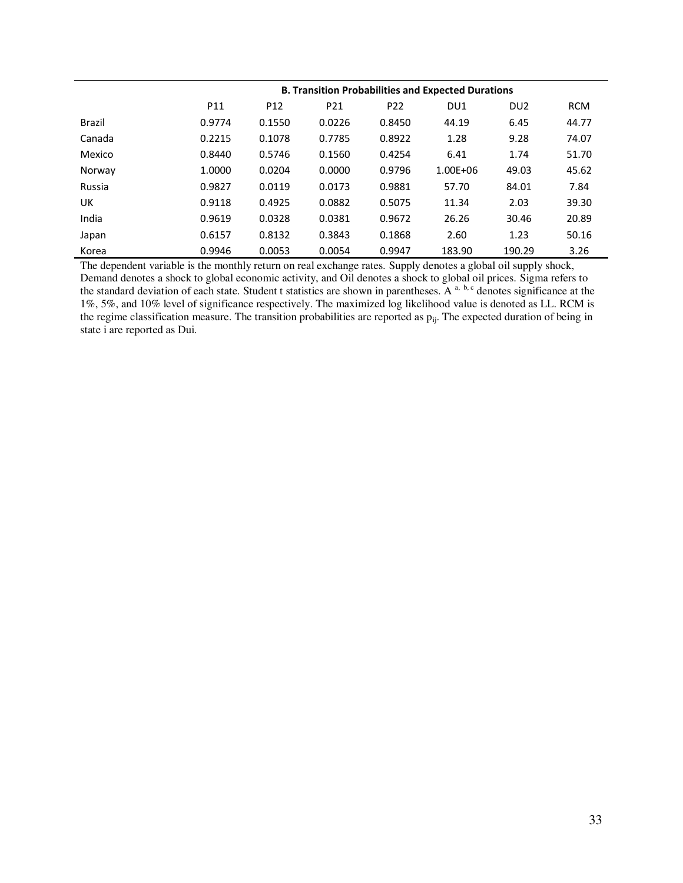| | B. Transition Probabilities and Expected Durations | | | | | | |
|---|---|---|---|---|---|---|---|
| | P11 | P12 | P21 | P22 | DU1 | DU2 | RCM |
| Brazil | 0.9774 | 0.1550 | 0.0226 | 0.8450 | 44.19 | 6.45 | 44.77 |
| Canada | 0.2215 | 0.1078 | 0.7785 | 0.8922 | 1.28 | 9.28 | 74.07 |
| Mexico | 0.8440 | 0.5746 | 0.1560 | 0.4254 | 6.41 | 1.74 | 51.70 |
| Norway | 1.0000 | 0.0204 | 0.0000 | 0.9796 | 1.00E+06 | 49.03 | 45.62 |
| Russia | 0.9827 | 0.0119 | 0.0173 | 0.9881 | 57.70 | 84.01 | 7.84 |
| UK | 0.9118 | 0.4925 | 0.0882 | 0.5075 | 11.34 | 2.03 | 39.30 |
| India | 0.9619 | 0.0328 | 0.0381 | 0.9672 | 26.26 | 30.46 | 20.89 |
| Japan | 0.6157 | 0.8132 | 0.3843 | 0.1868 | 2.60 | 1.23 | 50.16 |
| Korea | 0.9946 | 0.0053 | 0.0054 | 0.9947 | 183.90 | 190.29 | 3.26 |

The dependent variable is the monthly return on real exchange rates. Supply denotes a global oil supply shock, Demand denotes a shock to global economic activity, and Oil denotes a shock to global oil prices. Sigma refers to the standard deviation of each state. Student t statistics are shown in parentheses. A [a, b, c] denotes significance at the 1%, 5%, and 10% level of significance respectively. The maximized log likelihood value is denoted as LL. RCM is the regime classification measure. The transition probabilities are reported as $p_{ij}$. The expected duration of being in state i are reported as Dui.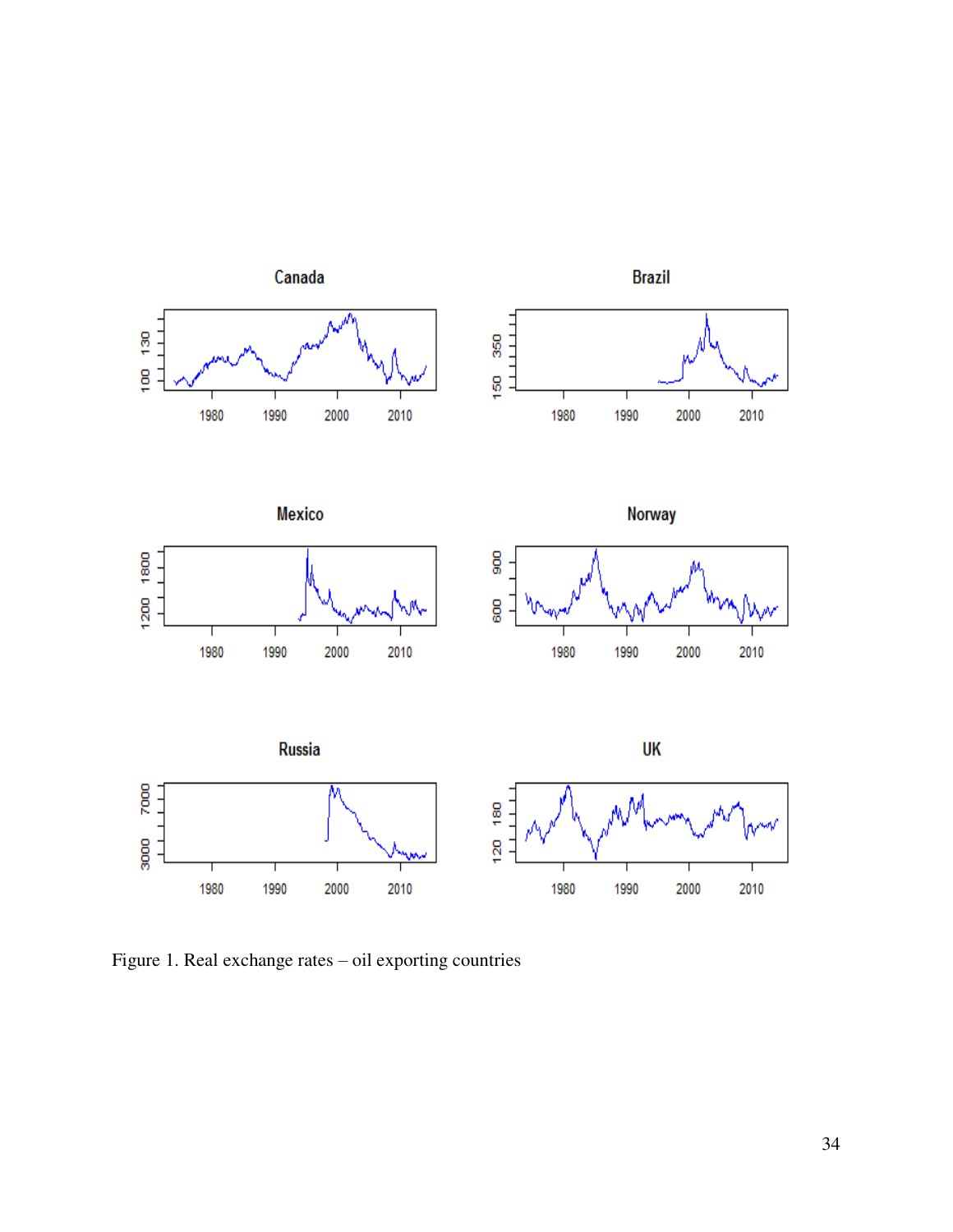Figure 1. Real exchange rates – oil exporting countries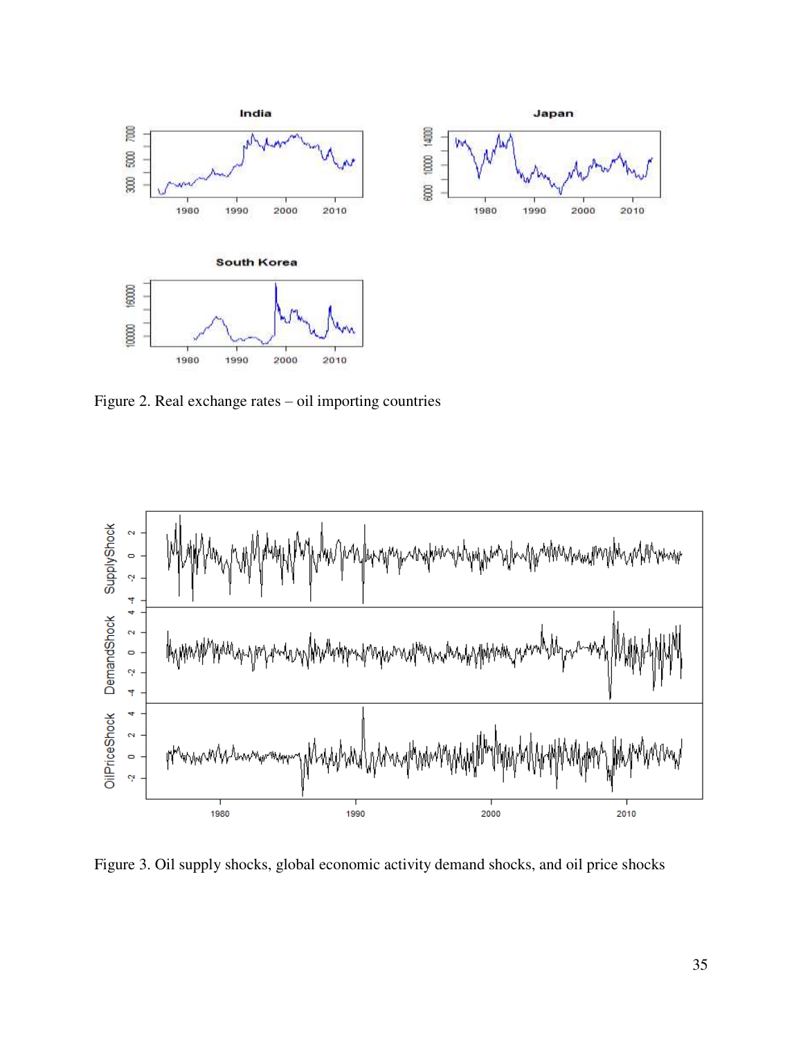Figure 2. Real exchange rates – oil importing countries

Figure 3. Oil supply shocks, global economic activity demand shocks, and oil price shocks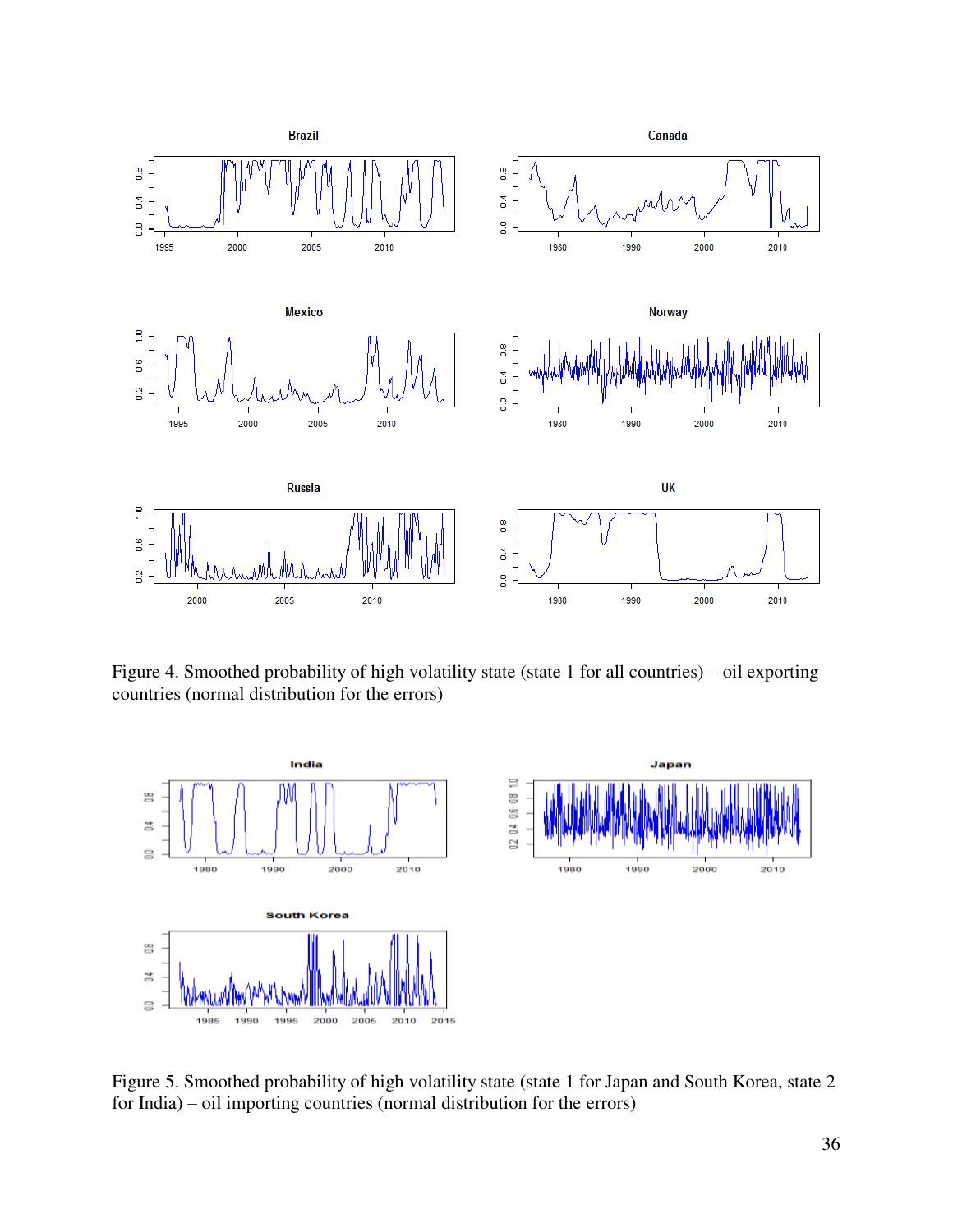Figure 4. Smoothed probability of high volatility state (state 1 for all countries) – oil exporting countries (normal distribution for the errors)

Figure 5. Smoothed probability of high volatility state (state 1 for Japan and South Korea, state 2 for India) – oil importing countries (normal distribution for the errors)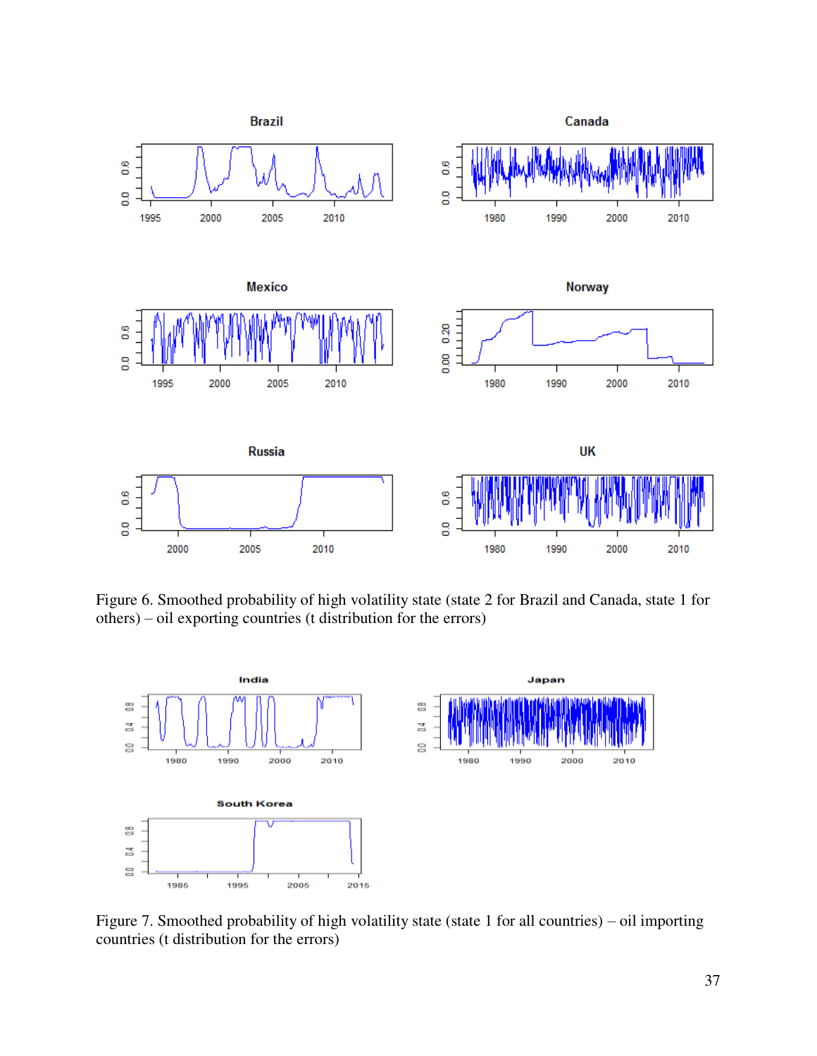Brazil

0.0 0.6

1995 2000 2005 2010

Canada

0.0 0.6

1980 1990 2000 2010

Mexico

0.0 0.6

1995 2000 2005 2010

Norway

0.00 0.20

1980 1990 2000 2010

Russia

0.0 0.6

2000 2005 2010

UK

0.0 0.6

1980 1990 2000 2010

Figure 6. Smoothed probability of high volatility state (state 2 for Brazil and Canada, state 1 for others) – oil exporting countries (t distribution for the errors)

India

0.0 0.4 0.8

1980 1990 2000 2010

Japan

0.0 0.4 0.8

1980 1990 2000 2010

South Korea

0.0 0.4 0.8

1985 1995 2005 2015

Figure 7. Smoothed probability of high volatility state (state 1 for all countries) – oil importing countries (t distribution for the errors)